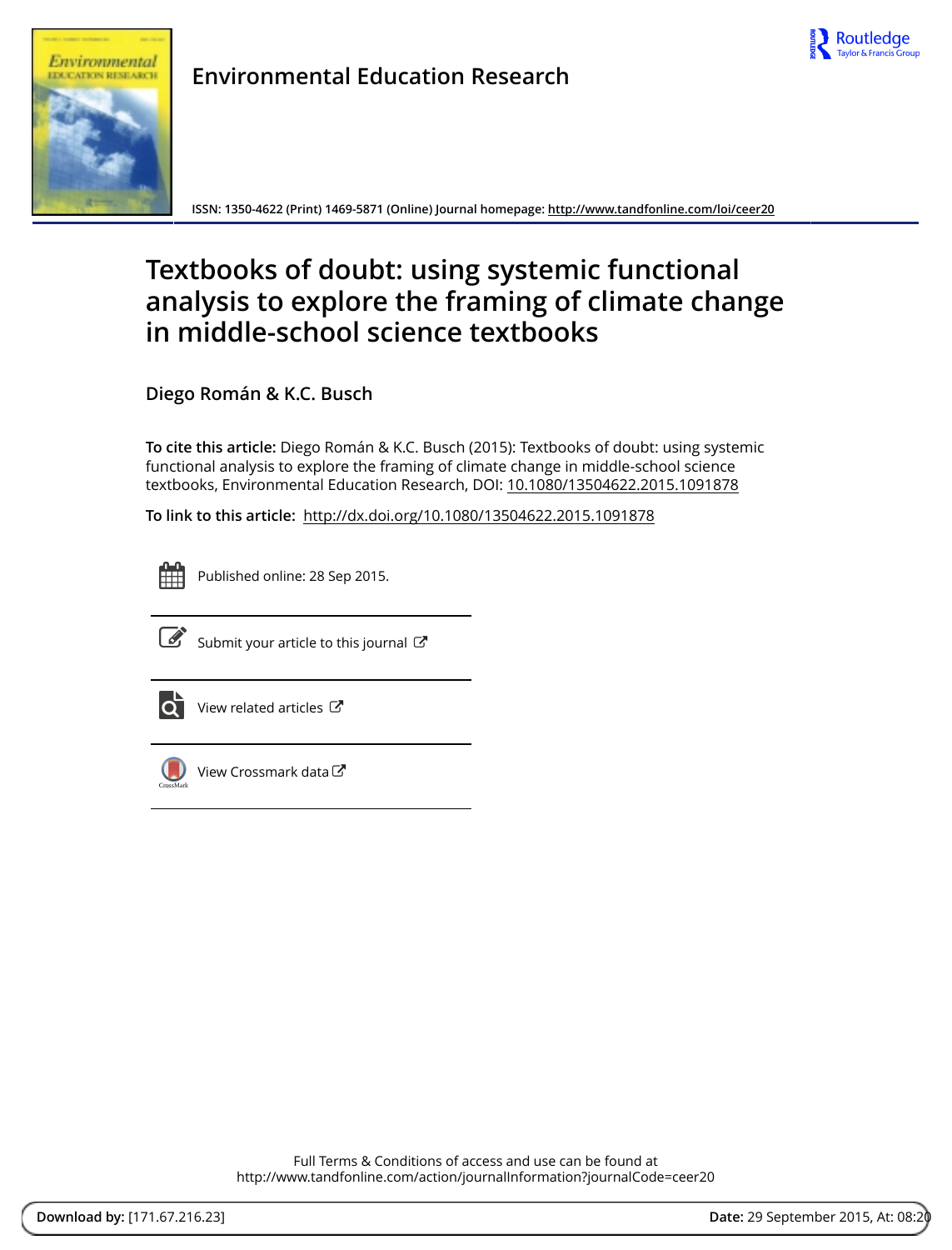Environmental Education Research

ISSN: 1350-4622 (Print) 1469-5871 (Online) Journal homepage: http://www.tandfonline.com/loi/ceer20

# Textbooks of doubt: using systemic functional analysis to explore the framing of climate change in middle-school science textbooks

**Diego Román & K.C. Busch**

**To cite this article:** Diego Román & K.C. Busch (2015): Textbooks of doubt: using systemic functional analysis to explore the framing of climate change in middle-school science textbooks, Environmental Education Research, DOI: 10.1080/13504622.2015.1091878

**To link to this article:** http://dx.doi.org/10.1080/13504622.2015.1091878

Published online: 28 Sep 2015.

Submit your article to this journal

View related articles

View Crossmark data

Full Terms & Conditions of access and use can be found at
http://www.tandfonline.com/action/journalInformation?journalCode=ceer20

**Download by:** [171.67.216.23] **Date:** 29 September 2015, At: 08:20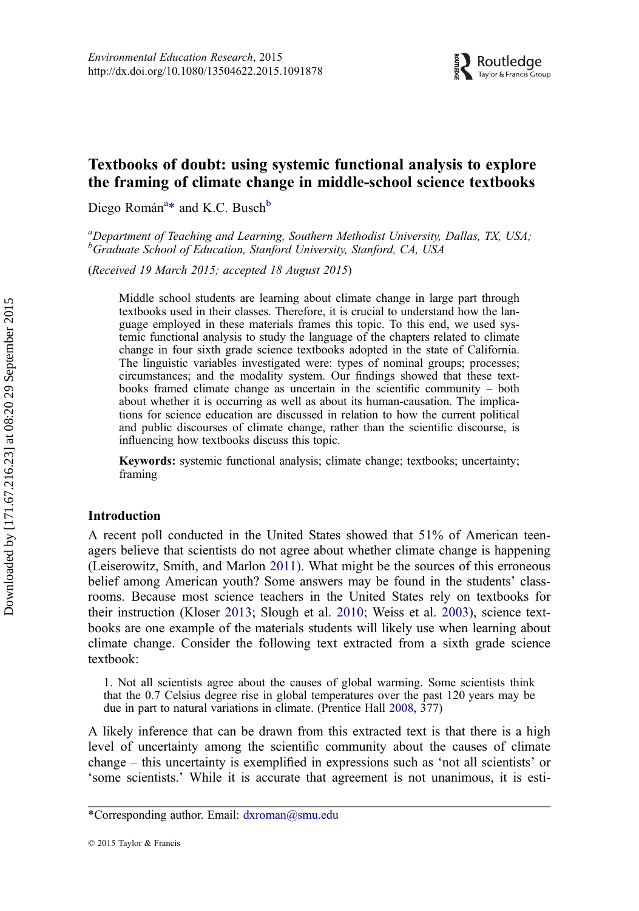Environmental Education Research, 2015
http://dx.doi.org/10.1080/13504622.2015.1091878

# Textbooks of doubt: using systemic functional analysis to explore the framing of climate change in middle-school science textbooks

Diego Román[a]* and K.C. Busch[b]

[a]*Department of Teaching and Learning, Southern Methodist University, Dallas, TX, USA;* [b]*Graduate School of Education, Stanford University, Stanford, CA, USA*

(*Received 19 March 2015; accepted 18 August 2015*)

Middle school students are learning about climate change in large part through textbooks used in their classes. Therefore, it is crucial to understand how the language employed in these materials frames this topic. To this end, we used systemic functional analysis to study the language of the chapters related to climate change in four sixth grade science textbooks adopted in the state of California. The linguistic variables investigated were: types of nominal groups; processes; circumstances; and the modality system. Our findings showed that these textbooks framed climate change as uncertain in the scientific community – both about whether it is occurring as well as about its human-causation. The implications for science education are discussed in relation to how the current political and public discourses of climate change, rather than the scientific discourse, is influencing how textbooks discuss this topic.

**Keywords:** systemic functional analysis; climate change; textbooks; uncertainty; framing

## Introduction

A recent poll conducted in the United States showed that 51% of American teenagers believe that scientists do not agree about whether climate change is happening (Leiserowitz, Smith, and Marlon 2011). What might be the sources of this erroneous belief among American youth? Some answers may be found in the students' classrooms. Because most science teachers in the United States rely on textbooks for their instruction (Kloser 2013; Slough et al. 2010; Weiss et al. 2003), science textbooks are one example of the materials students will likely use when learning about climate change. Consider the following text extracted from a sixth grade science textbook:

1. Not all scientists agree about the causes of global warming. Some scientists think that the 0.7 Celsius degree rise in global temperatures over the past 120 years may be due in part to natural variations in climate. (Prentice Hall 2008, 377)

A likely inference that can be drawn from this extracted text is that there is a high level of uncertainty among the scientific community about the causes of climate change – this uncertainty is exemplified in expressions such as 'not all scientists' or 'some scientists.' While it is accurate that agreement is not unanimous, it is esti-

*Corresponding author. Email: dxroman@smu.edu

© 2015 Taylor & Francis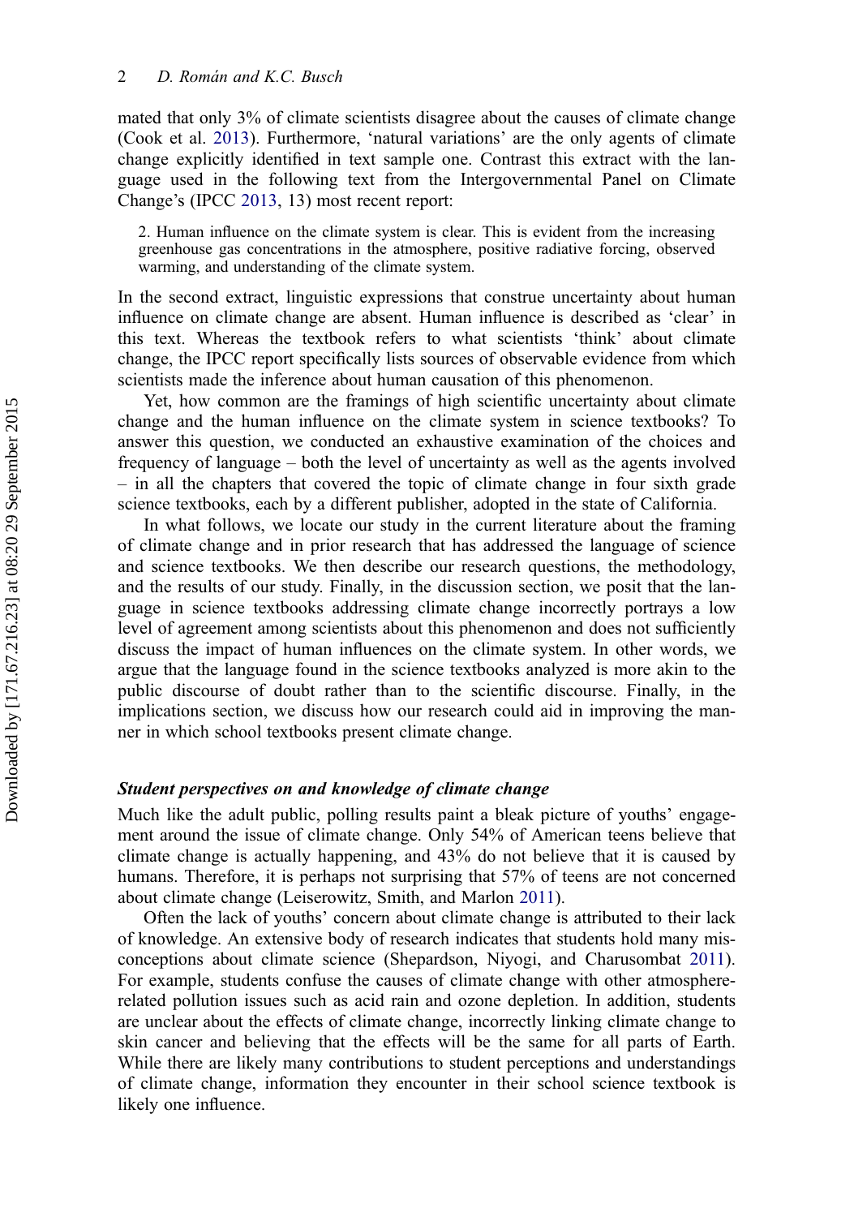mated that only 3% of climate scientists disagree about the causes of climate change (Cook et al. 2013). Furthermore, 'natural variations' are the only agents of climate change explicitly identified in text sample one. Contrast this extract with the language used in the following text from the Intergovernmental Panel on Climate Change's (IPCC 2013, 13) most recent report:

> 2. Human influence on the climate system is clear. This is evident from the increasing greenhouse gas concentrations in the atmosphere, positive radiative forcing, observed warming, and understanding of the climate system.

In the second extract, linguistic expressions that construe uncertainty about human influence on climate change are absent. Human influence is described as 'clear' in this text. Whereas the textbook refers to what scientists 'think' about climate change, the IPCC report specifically lists sources of observable evidence from which scientists made the inference about human causation of this phenomenon.

Yet, how common are the framings of high scientific uncertainty about climate change and the human influence on the climate system in science textbooks? To answer this question, we conducted an exhaustive examination of the choices and frequency of language – both the level of uncertainty as well as the agents involved – in all the chapters that covered the topic of climate change in four sixth grade science textbooks, each by a different publisher, adopted in the state of California.

In what follows, we locate our study in the current literature about the framing of climate change and in prior research that has addressed the language of science and science textbooks. We then describe our research questions, the methodology, and the results of our study. Finally, in the discussion section, we posit that the language in science textbooks addressing climate change incorrectly portrays a low level of agreement among scientists about this phenomenon and does not sufficiently discuss the impact of human influences on the climate system. In other words, we argue that the language found in the science textbooks analyzed is more akin to the public discourse of doubt rather than to the scientific discourse. Finally, in the implications section, we discuss how our research could aid in improving the manner in which school textbooks present climate change.

### *Student perspectives on and knowledge of climate change*

Much like the adult public, polling results paint a bleak picture of youths' engagement around the issue of climate change. Only 54% of American teens believe that climate change is actually happening, and 43% do not believe that it is caused by humans. Therefore, it is perhaps not surprising that 57% of teens are not concerned about climate change (Leiserowitz, Smith, and Marlon 2011).

Often the lack of youths' concern about climate change is attributed to their lack of knowledge. An extensive body of research indicates that students hold many misconceptions about climate science (Shepardson, Niyogi, and Charusombat 2011). For example, students confuse the causes of climate change with other atmosphere-related pollution issues such as acid rain and ozone depletion. In addition, students are unclear about the effects of climate change, incorrectly linking climate change to skin cancer and believing that the effects will be the same for all parts of Earth. While there are likely many contributions to student perceptions and understandings of climate change, information they encounter in their school science textbook is likely one influence.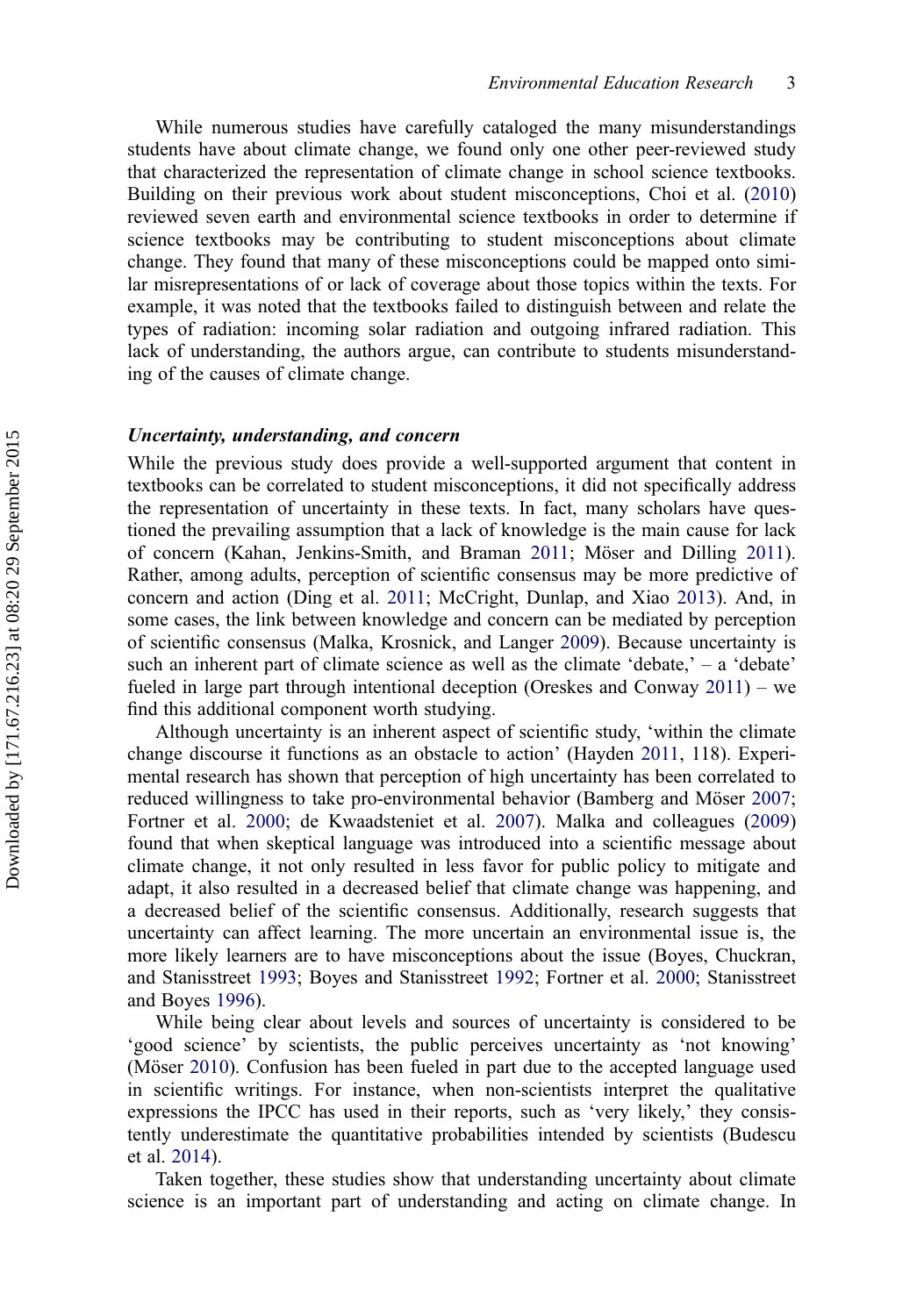While numerous studies have carefully cataloged the many misunderstandings students have about climate change, we found only one other peer-reviewed study that characterized the representation of climate change in school science textbooks. Building on their previous work about student misconceptions, Choi et al. (2010) reviewed seven earth and environmental science textbooks in order to determine if science textbooks may be contributing to student misconceptions about climate change. They found that many of these misconceptions could be mapped onto similar misrepresentations of or lack of coverage about those topics within the texts. For example, it was noted that the textbooks failed to distinguish between and relate the types of radiation: incoming solar radiation and outgoing infrared radiation. This lack of understanding, the authors argue, can contribute to students misunderstanding of the causes of climate change.

### *Uncertainty, understanding, and concern*

While the previous study does provide a well-supported argument that content in textbooks can be correlated to student misconceptions, it did not specifically address the representation of uncertainty in these texts. In fact, many scholars have questioned the prevailing assumption that a lack of knowledge is the main cause for lack of concern (Kahan, Jenkins-Smith, and Braman 2011; Möser and Dilling 2011). Rather, among adults, perception of scientific consensus may be more predictive of concern and action (Ding et al. 2011; McCright, Dunlap, and Xiao 2013). And, in some cases, the link between knowledge and concern can be mediated by perception of scientific consensus (Malka, Krosnick, and Langer 2009). Because uncertainty is such an inherent part of climate science as well as the climate 'debate,' – a 'debate' fueled in large part through intentional deception (Oreskes and Conway 2011) – we find this additional component worth studying.

Although uncertainty is an inherent aspect of scientific study, 'within the climate change discourse it functions as an obstacle to action' (Hayden 2011, 118). Experimental research has shown that perception of high uncertainty has been correlated to reduced willingness to take pro-environmental behavior (Bamberg and Möser 2007; Fortner et al. 2000; de Kwaadsteniet et al. 2007). Malka and colleagues (2009) found that when skeptical language was introduced into a scientific message about climate change, it not only resulted in less favor for public policy to mitigate and adapt, it also resulted in a decreased belief that climate change was happening, and a decreased belief of the scientific consensus. Additionally, research suggests that uncertainty can affect learning. The more uncertain an environmental issue is, the more likely learners are to have misconceptions about the issue (Boyes, Chuckran, and Stanisstreet 1993; Boyes and Stanisstreet 1992; Fortner et al. 2000; Stanisstreet and Boyes 1996).

While being clear about levels and sources of uncertainty is considered to be 'good science' by scientists, the public perceives uncertainty as 'not knowing' (Möser 2010). Confusion has been fueled in part due to the accepted language used in scientific writings. For instance, when non-scientists interpret the qualitative expressions the IPCC has used in their reports, such as 'very likely,' they consistently underestimate the quantitative probabilities intended by scientists (Budescu et al. 2014).

Taken together, these studies show that understanding uncertainty about climate science is an important part of understanding and acting on climate change. In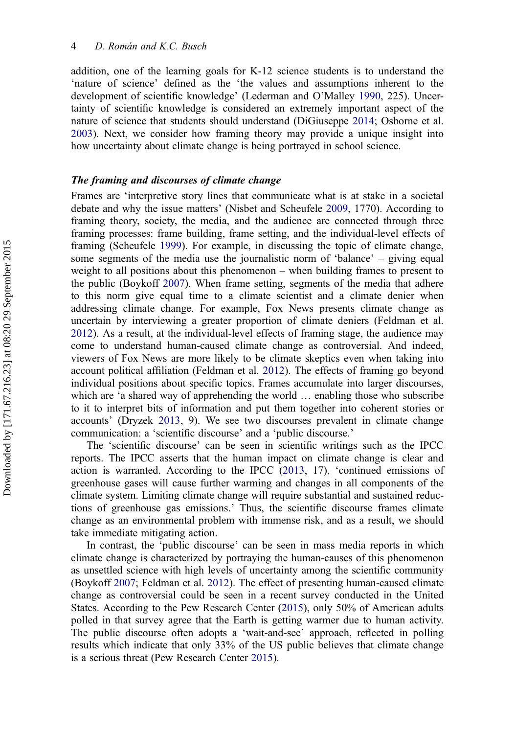addition, one of the learning goals for K-12 science students is to understand the 'nature of science' defined as the 'the values and assumptions inherent to the development of scientific knowledge' (Lederman and O'Malley 1990, 225). Uncertainty of scientific knowledge is considered an extremely important aspect of the nature of science that students should understand (DiGiuseppe 2014; Osborne et al. 2003). Next, we consider how framing theory may provide a unique insight into how uncertainty about climate change is being portrayed in school science.

### *The framing and discourses of climate change*

Frames are 'interpretive story lines that communicate what is at stake in a societal debate and why the issue matters' (Nisbet and Scheufele 2009, 1770). According to framing theory, society, the media, and the audience are connected through three framing processes: frame building, frame setting, and the individual-level effects of framing (Scheufele 1999). For example, in discussing the topic of climate change, some segments of the media use the journalistic norm of 'balance' – giving equal weight to all positions about this phenomenon – when building frames to present to the public (Boykoff 2007). When frame setting, segments of the media that adhere to this norm give equal time to a climate scientist and a climate denier when addressing climate change. For example, Fox News presents climate change as uncertain by interviewing a greater proportion of climate deniers (Feldman et al. 2012). As a result, at the individual-level effects of framing stage, the audience may come to understand human-caused climate change as controversial. And indeed, viewers of Fox News are more likely to be climate skeptics even when taking into account political affiliation (Feldman et al. 2012). The effects of framing go beyond individual positions about specific topics. Frames accumulate into larger discourses, which are 'a shared way of apprehending the world … enabling those who subscribe to it to interpret bits of information and put them together into coherent stories or accounts' (Dryzek 2013, 9). We see two discourses prevalent in climate change communication: a 'scientific discourse' and a 'public discourse.'

The 'scientific discourse' can be seen in scientific writings such as the IPCC reports. The IPCC asserts that the human impact on climate change is clear and action is warranted. According to the IPCC (2013, 17), 'continued emissions of greenhouse gases will cause further warming and changes in all components of the climate system. Limiting climate change will require substantial and sustained reductions of greenhouse gas emissions.' Thus, the scientific discourse frames climate change as an environmental problem with immense risk, and as a result, we should take immediate mitigating action.

In contrast, the 'public discourse' can be seen in mass media reports in which climate change is characterized by portraying the human-causes of this phenomenon as unsettled science with high levels of uncertainty among the scientific community (Boykoff 2007; Feldman et al. 2012). The effect of presenting human-caused climate change as controversial could be seen in a recent survey conducted in the United States. According to the Pew Research Center (2015), only 50% of American adults polled in that survey agree that the Earth is getting warmer due to human activity. The public discourse often adopts a 'wait-and-see' approach, reflected in polling results which indicate that only 33% of the US public believes that climate change is a serious threat (Pew Research Center 2015).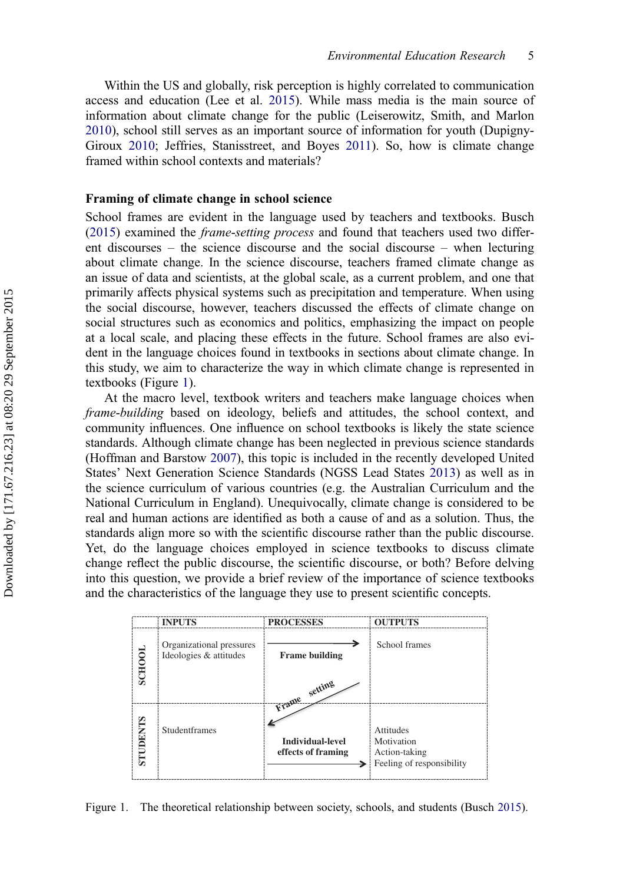Within the US and globally, risk perception is highly correlated to communication access and education (Lee et al. 2015). While mass media is the main source of information about climate change for the public (Leiserowitz, Smith, and Marlon 2010), school still serves as an important source of information for youth (Dupigny-Giroux 2010; Jeffries, Stanisstreet, and Boyes 2011). So, how is climate change framed within school contexts and materials?

## Framing of climate change in school science

School frames are evident in the language used by teachers and textbooks. Busch (2015) examined the *frame-setting process* and found that teachers used two different discourses – the science discourse and the social discourse – when lecturing about climate change. In the science discourse, teachers framed climate change as an issue of data and scientists, at the global scale, as a current problem, and one that primarily affects physical systems such as precipitation and temperature. When using the social discourse, however, teachers discussed the effects of climate change on social structures such as economics and politics, emphasizing the impact on people at a local scale, and placing these effects in the future. School frames are also evident in the language choices found in textbooks in sections about climate change. In this study, we aim to characterize the way in which climate change is represented in textbooks (Figure 1).

At the macro level, textbook writers and teachers make language choices when *frame-building* based on ideology, beliefs and attitudes, the school context, and community influences. One influence on school textbooks is likely the state science standards. Although climate change has been neglected in previous science standards (Hoffman and Barstow 2007), this topic is included in the recently developed United States' Next Generation Science Standards (NGSS Lead States 2013) as well as in the science curriculum of various countries (e.g. the Australian Curriculum and the National Curriculum in England). Unequivocally, climate change is considered to be real and human actions are identified as both a cause of and as a solution. Thus, the standards align more so with the scientific discourse rather than the public discourse. Yet, do the language choices employed in science textbooks to discuss climate change reflect the public discourse, the scientific discourse, or both? Before delving into this question, we provide a brief review of the importance of science textbooks and the characteristics of the language they use to present scientific concepts.

| | INPUTS | PROCESSES | OUTPUTS |
|---|---|---|---|
| SCHOOL | Organizational pressures<br>Ideologies & attitudes | → **Frame building**<br>Frame setting ↙ | School frames |
| STUDENTS | Studentframes | **Individual-level effects of framing** → | Attitudes<br>Motivation<br>Action-taking<br>Feeling of responsibility |

Figure 1. The theoretical relationship between society, schools, and students (Busch 2015).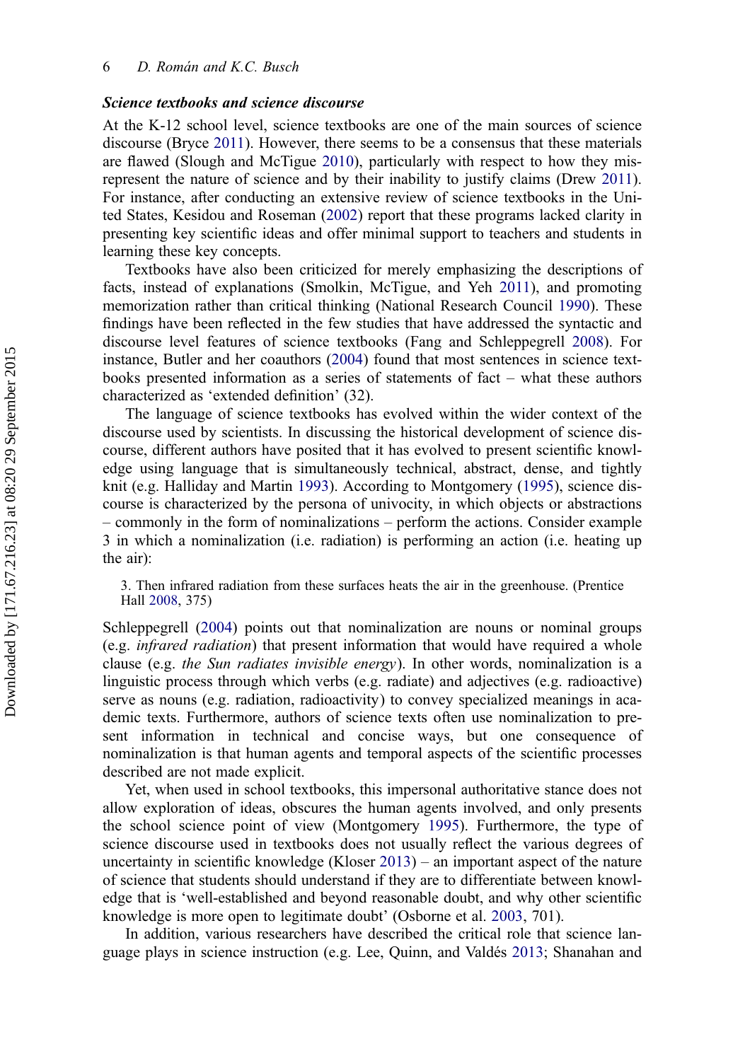### *Science textbooks and science discourse*

At the K-12 school level, science textbooks are one of the main sources of science discourse (Bryce 2011). However, there seems to be a consensus that these materials are flawed (Slough and McTigue 2010), particularly with respect to how they misrepresent the nature of science and by their inability to justify claims (Drew 2011). For instance, after conducting an extensive review of science textbooks in the United States, Kesidou and Roseman (2002) report that these programs lacked clarity in presenting key scientific ideas and offer minimal support to teachers and students in learning these key concepts.

Textbooks have also been criticized for merely emphasizing the descriptions of facts, instead of explanations (Smolkin, McTigue, and Yeh 2011), and promoting memorization rather than critical thinking (National Research Council 1990). These findings have been reflected in the few studies that have addressed the syntactic and discourse level features of science textbooks (Fang and Schleppegrell 2008). For instance, Butler and her coauthors (2004) found that most sentences in science textbooks presented information as a series of statements of fact – what these authors characterized as 'extended definition' (32).

The language of science textbooks has evolved within the wider context of the discourse used by scientists. In discussing the historical development of science discourse, different authors have posited that it has evolved to present scientific knowledge using language that is simultaneously technical, abstract, dense, and tightly knit (e.g. Halliday and Martin 1993). According to Montgomery (1995), science discourse is characterized by the persona of univocity, in which objects or abstractions – commonly in the form of nominalizations – perform the actions. Consider example 3 in which a nominalization (i.e. radiation) is performing an action (i.e. heating up the air):

> 3. Then infrared radiation from these surfaces heats the air in the greenhouse. (Prentice Hall 2008, 375)

Schleppegrell (2004) points out that nominalization are nouns or nominal groups (e.g. *infrared radiation*) that present information that would have required a whole clause (e.g. *the Sun radiates invisible energy*). In other words, nominalization is a linguistic process through which verbs (e.g. radiate) and adjectives (e.g. radioactive) serve as nouns (e.g. radiation, radioactivity) to convey specialized meanings in academic texts. Furthermore, authors of science texts often use nominalization to present information in technical and concise ways, but one consequence of nominalization is that human agents and temporal aspects of the scientific processes described are not made explicit.

Yet, when used in school textbooks, this impersonal authoritative stance does not allow exploration of ideas, obscures the human agents involved, and only presents the school science point of view (Montgomery 1995). Furthermore, the type of science discourse used in textbooks does not usually reflect the various degrees of uncertainty in scientific knowledge (Kloser 2013) – an important aspect of the nature of science that students should understand if they are to differentiate between knowledge that is 'well-established and beyond reasonable doubt, and why other scientific knowledge is more open to legitimate doubt' (Osborne et al. 2003, 701).

In addition, various researchers have described the critical role that science language plays in science instruction (e.g. Lee, Quinn, and Valdés 2013; Shanahan and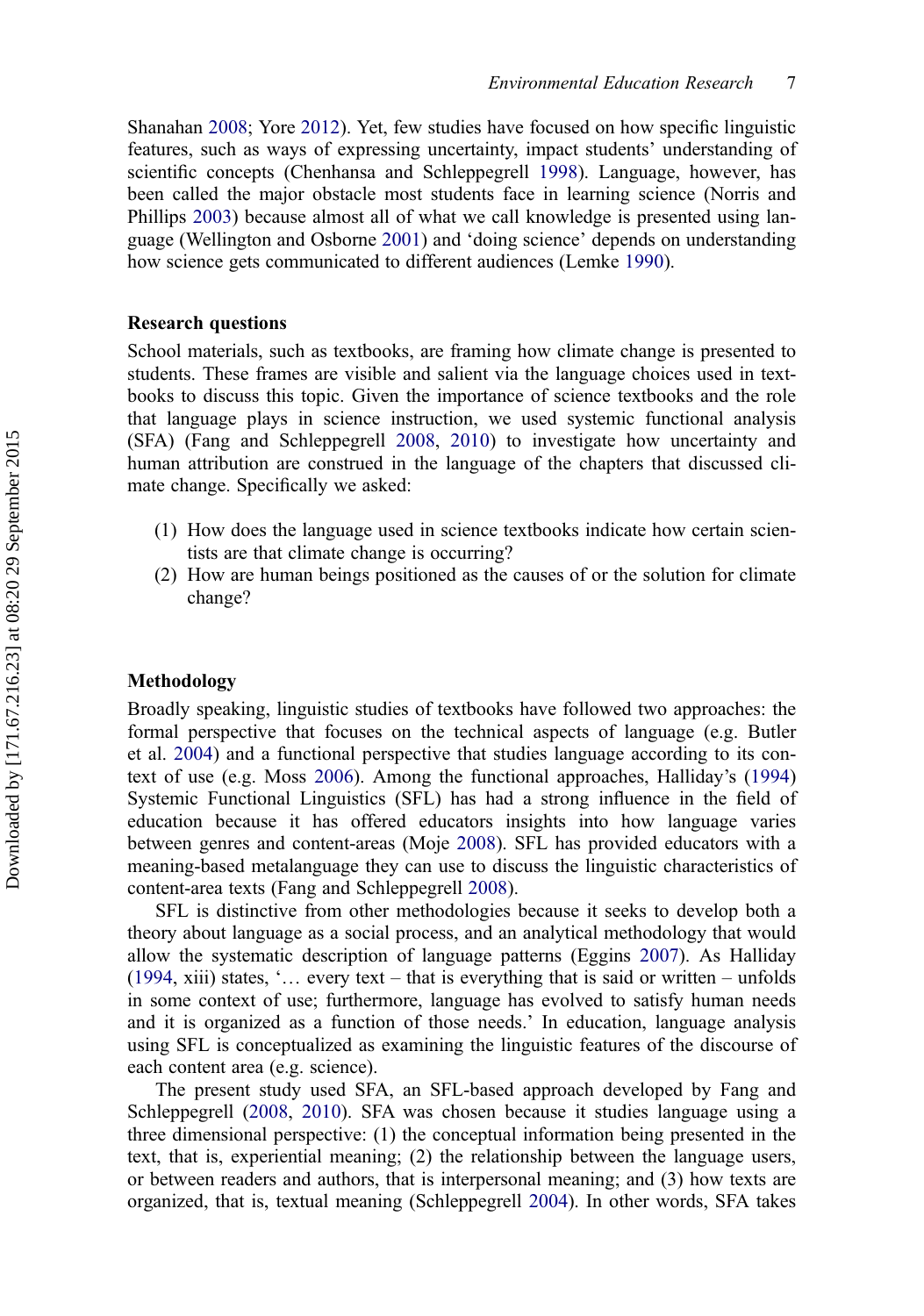Shanahan 2008; Yore 2012). Yet, few studies have focused on how specific linguistic features, such as ways of expressing uncertainty, impact students' understanding of scientific concepts (Chenhansa and Schleppegrell 1998). Language, however, has been called the major obstacle most students face in learning science (Norris and Phillips 2003) because almost all of what we call knowledge is presented using language (Wellington and Osborne 2001) and 'doing science' depends on understanding how science gets communicated to different audiences (Lemke 1990).

## Research questions

School materials, such as textbooks, are framing how climate change is presented to students. These frames are visible and salient via the language choices used in textbooks to discuss this topic. Given the importance of science textbooks and the role that language plays in science instruction, we used systemic functional analysis (SFA) (Fang and Schleppegrell 2008, 2010) to investigate how uncertainty and human attribution are construed in the language of the chapters that discussed climate change. Specifically we asked:

(1) How does the language used in science textbooks indicate how certain scientists are that climate change is occurring?
(2) How are human beings positioned as the causes of or the solution for climate change?

## Methodology

Broadly speaking, linguistic studies of textbooks have followed two approaches: the formal perspective that focuses on the technical aspects of language (e.g. Butler et al. 2004) and a functional perspective that studies language according to its context of use (e.g. Moss 2006). Among the functional approaches, Halliday's (1994) Systemic Functional Linguistics (SFL) has had a strong influence in the field of education because it has offered educators insights into how language varies between genres and content-areas (Moje 2008). SFL has provided educators with a meaning-based metalanguage they can use to discuss the linguistic characteristics of content-area texts (Fang and Schleppegrell 2008).

SFL is distinctive from other methodologies because it seeks to develop both a theory about language as a social process, and an analytical methodology that would allow the systematic description of language patterns (Eggins 2007). As Halliday (1994, xiii) states, '… every text – that is everything that is said or written – unfolds in some context of use; furthermore, language has evolved to satisfy human needs and it is organized as a function of those needs.' In education, language analysis using SFL is conceptualized as examining the linguistic features of the discourse of each content area (e.g. science).

The present study used SFA, an SFL-based approach developed by Fang and Schleppegrell (2008, 2010). SFA was chosen because it studies language using a three dimensional perspective: (1) the conceptual information being presented in the text, that is, experiential meaning; (2) the relationship between the language users, or between readers and authors, that is interpersonal meaning; and (3) how texts are organized, that is, textual meaning (Schleppegrell 2004). In other words, SFA takes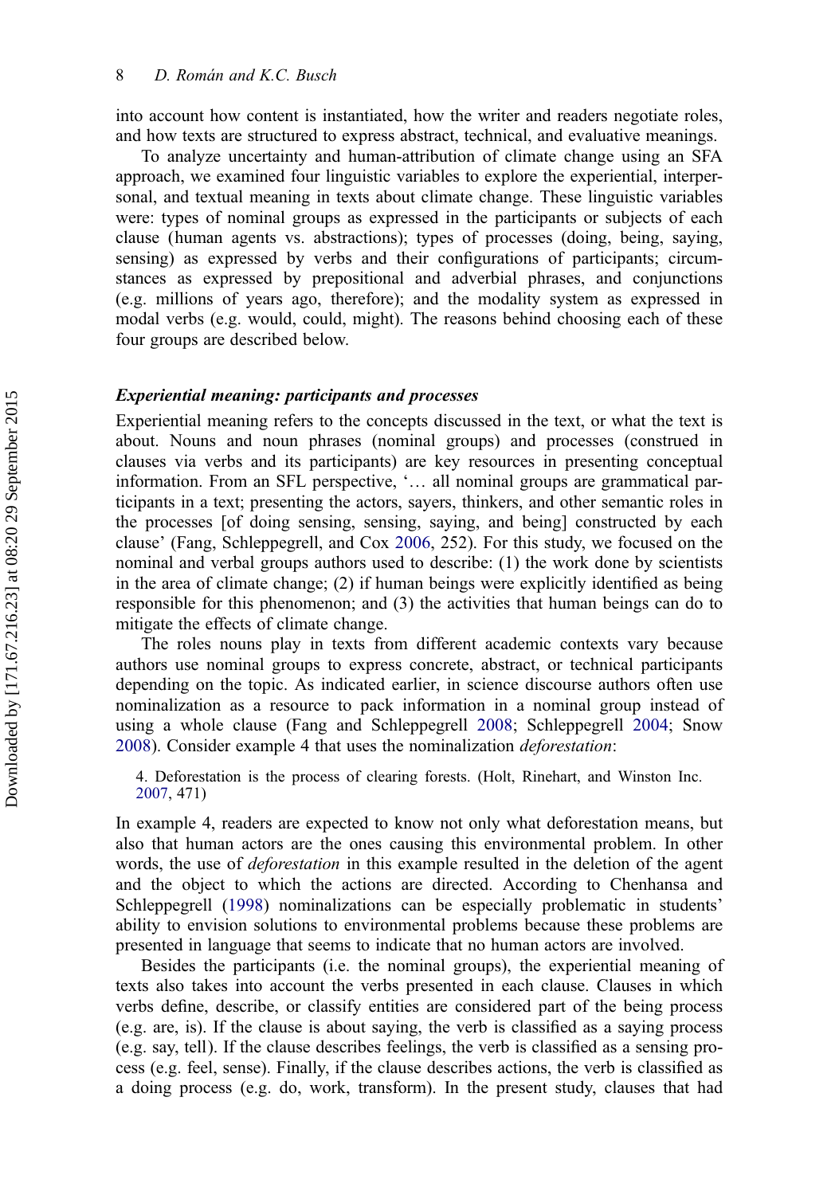into account how content is instantiated, how the writer and readers negotiate roles, and how texts are structured to express abstract, technical, and evaluative meanings.

To analyze uncertainty and human-attribution of climate change using an SFA approach, we examined four linguistic variables to explore the experiential, interpersonal, and textual meaning in texts about climate change. These linguistic variables were: types of nominal groups as expressed in the participants or subjects of each clause (human agents vs. abstractions); types of processes (doing, being, saying, sensing) as expressed by verbs and their configurations of participants; circumstances as expressed by prepositional and adverbial phrases, and conjunctions (e.g. millions of years ago, therefore); and the modality system as expressed in modal verbs (e.g. would, could, might). The reasons behind choosing each of these four groups are described below.

### *Experiential meaning: participants and processes*

Experiential meaning refers to the concepts discussed in the text, or what the text is about. Nouns and noun phrases (nominal groups) and processes (construed in clauses via verbs and its participants) are key resources in presenting conceptual information. From an SFL perspective, '… all nominal groups are grammatical participants in a text; presenting the actors, sayers, thinkers, and other semantic roles in the processes [of doing sensing, sensing, saying, and being] constructed by each clause' (Fang, Schleppegrell, and Cox 2006, 252). For this study, we focused on the nominal and verbal groups authors used to describe: (1) the work done by scientists in the area of climate change; (2) if human beings were explicitly identified as being responsible for this phenomenon; and (3) the activities that human beings can do to mitigate the effects of climate change.

The roles nouns play in texts from different academic contexts vary because authors use nominal groups to express concrete, abstract, or technical participants depending on the topic. As indicated earlier, in science discourse authors often use nominalization as a resource to pack information in a nominal group instead of using a whole clause (Fang and Schleppegrell 2008; Schleppegrell 2004; Snow 2008). Consider example 4 that uses the nominalization *deforestation*:

> 4. Deforestation is the process of clearing forests. (Holt, Rinehart, and Winston Inc. 2007, 471)

In example 4, readers are expected to know not only what deforestation means, but also that human actors are the ones causing this environmental problem. In other words, the use of *deforestation* in this example resulted in the deletion of the agent and the object to which the actions are directed. According to Chenhansa and Schleppegrell (1998) nominalizations can be especially problematic in students' ability to envision solutions to environmental problems because these problems are presented in language that seems to indicate that no human actors are involved.

Besides the participants (i.e. the nominal groups), the experiential meaning of texts also takes into account the verbs presented in each clause. Clauses in which verbs define, describe, or classify entities are considered part of the being process (e.g. are, is). If the clause is about saying, the verb is classified as a saying process (e.g. say, tell). If the clause describes feelings, the verb is classified as a sensing process (e.g. feel, sense). Finally, if the clause describes actions, the verb is classified as a doing process (e.g. do, work, transform). In the present study, clauses that had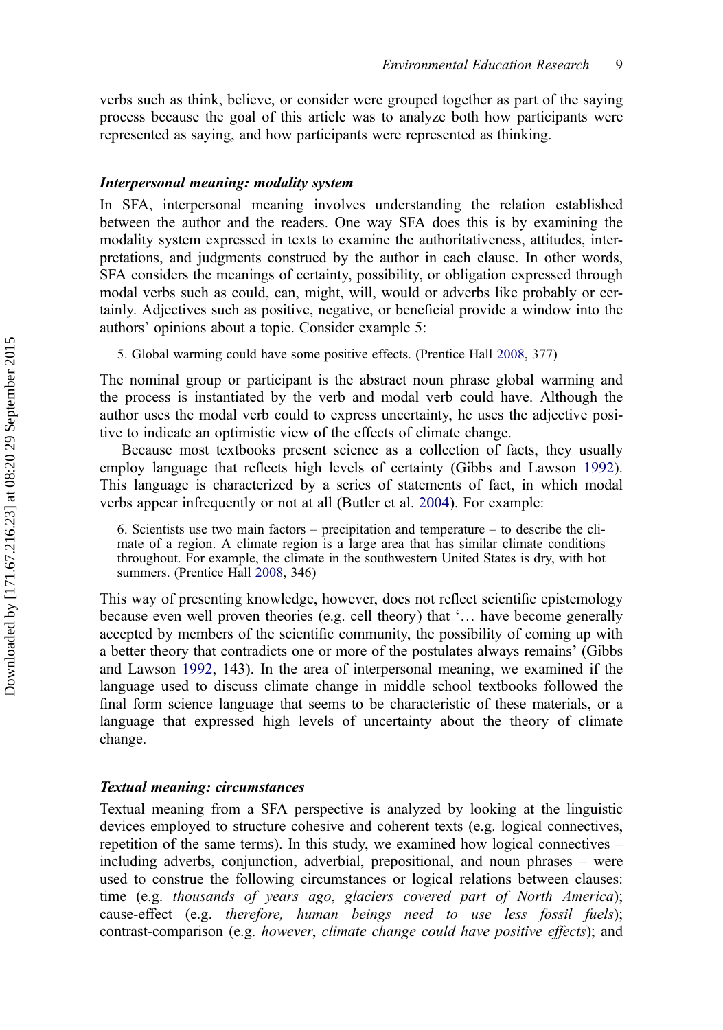verbs such as think, believe, or consider were grouped together as part of the saying process because the goal of this article was to analyze both how participants were represented as saying, and how participants were represented as thinking.

### *Interpersonal meaning: modality system*

In SFA, interpersonal meaning involves understanding the relation established between the author and the readers. One way SFA does this is by examining the modality system expressed in texts to examine the authoritativeness, attitudes, interpretations, and judgments construed by the author in each clause. In other words, SFA considers the meanings of certainty, possibility, or obligation expressed through modal verbs such as could, can, might, will, would or adverbs like probably or certainly. Adjectives such as positive, negative, or beneficial provide a window into the authors' opinions about a topic. Consider example 5:

> 5. Global warming could have some positive effects. (Prentice Hall 2008, 377)

The nominal group or participant is the abstract noun phrase global warming and the process is instantiated by the verb and modal verb could have. Although the author uses the modal verb could to express uncertainty, he uses the adjective positive to indicate an optimistic view of the effects of climate change.

Because most textbooks present science as a collection of facts, they usually employ language that reflects high levels of certainty (Gibbs and Lawson 1992). This language is characterized by a series of statements of fact, in which modal verbs appear infrequently or not at all (Butler et al. 2004). For example:

> 6. Scientists use two main factors – precipitation and temperature – to describe the climate of a region. A climate region is a large area that has similar climate conditions throughout. For example, the climate in the southwestern United States is dry, with hot summers. (Prentice Hall 2008, 346)

This way of presenting knowledge, however, does not reflect scientific epistemology because even well proven theories (e.g. cell theory) that '… have become generally accepted by members of the scientific community, the possibility of coming up with a better theory that contradicts one or more of the postulates always remains' (Gibbs and Lawson 1992, 143). In the area of interpersonal meaning, we examined if the language used to discuss climate change in middle school textbooks followed the final form science language that seems to be characteristic of these materials, or a language that expressed high levels of uncertainty about the theory of climate change.

### *Textual meaning: circumstances*

Textual meaning from a SFA perspective is analyzed by looking at the linguistic devices employed to structure cohesive and coherent texts (e.g. logical connectives, repetition of the same terms). In this study, we examined how logical connectives – including adverbs, conjunction, adverbial, prepositional, and noun phrases – were used to construe the following circumstances or logical relations between clauses: time (e.g. *thousands of years ago*, *glaciers covered part of North America*); cause-effect (e.g. *therefore, human beings need to use less fossil fuels*); contrast-comparison (e.g. *however*, *climate change could have positive effects*); and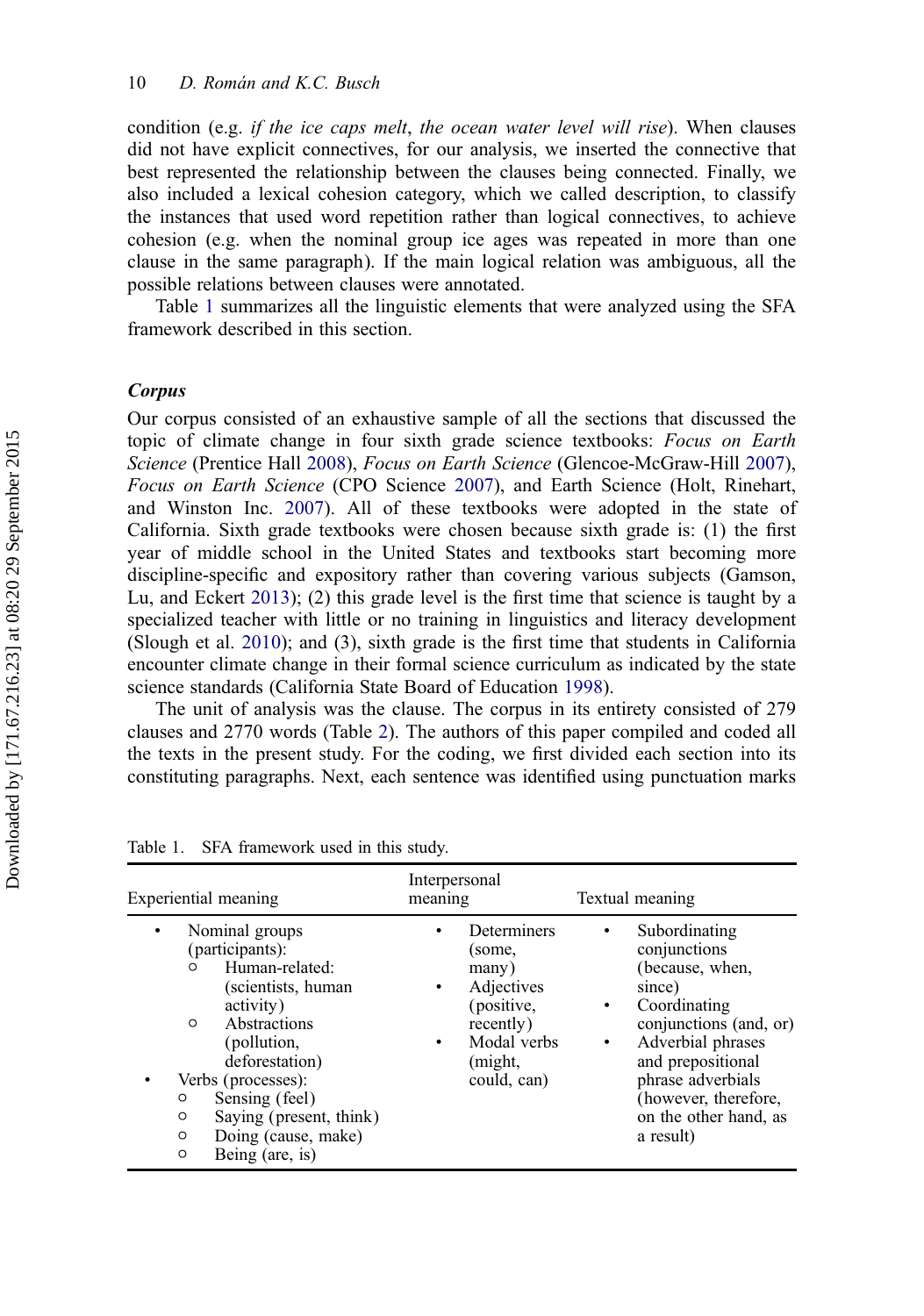condition (e.g. *if the ice caps melt*, *the ocean water level will rise*). When clauses did not have explicit connectives, for our analysis, we inserted the connective that best represented the relationship between the clauses being connected. Finally, we also included a lexical cohesion category, which we called description, to classify the instances that used word repetition rather than logical connectives, to achieve cohesion (e.g. when the nominal group ice ages was repeated in more than one clause in the same paragraph). If the main logical relation was ambiguous, all the possible relations between clauses were annotated.

Table 1 summarizes all the linguistic elements that were analyzed using the SFA framework described in this section.

### Corpus

Our corpus consisted of an exhaustive sample of all the sections that discussed the topic of climate change in four sixth grade science textbooks: *Focus on Earth Science* (Prentice Hall 2008), *Focus on Earth Science* (Glencoe-McGraw-Hill 2007), *Focus on Earth Science* (CPO Science 2007), and Earth Science (Holt, Rinehart, and Winston Inc. 2007). All of these textbooks were adopted in the state of California. Sixth grade textbooks were chosen because sixth grade is: (1) the first year of middle school in the United States and textbooks start becoming more discipline-specific and expository rather than covering various subjects (Gamson, Lu, and Eckert 2013); (2) this grade level is the first time that science is taught by a specialized teacher with little or no training in linguistics and literacy development (Slough et al. 2010); and (3), sixth grade is the first time that students in California encounter climate change in their formal science curriculum as indicated by the state science standards (California State Board of Education 1998).

The unit of analysis was the clause. The corpus in its entirety consisted of 279 clauses and 2770 words (Table 2). The authors of this paper compiled and coded all the texts in the present study. For the coding, we first divided each section into its constituting paragraphs. Next, each sentence was identified using punctuation marks

Table 1. SFA framework used in this study.

| Experiential meaning | Interpersonal meaning | Textual meaning |
|---|---|---|
| • Nominal groups (participants):<br>○ Human-related: (scientists, human activity)<br>○ Abstractions (pollution, deforestation)<br>• Verbs (processes):<br>○ Sensing (feel)<br>○ Saying (present, think)<br>○ Doing (cause, make)<br>○ Being (are, is) | • Determiners (some, many)<br>• Adjectives (positive, recently)<br>• Modal verbs (might, could, can) | • Subordinating conjunctions (because, when, since)<br>• Coordinating conjunctions (and, or)<br>• Adverbial phrases and prepositional phrase adverbials (however, therefore, on the other hand, as a result) |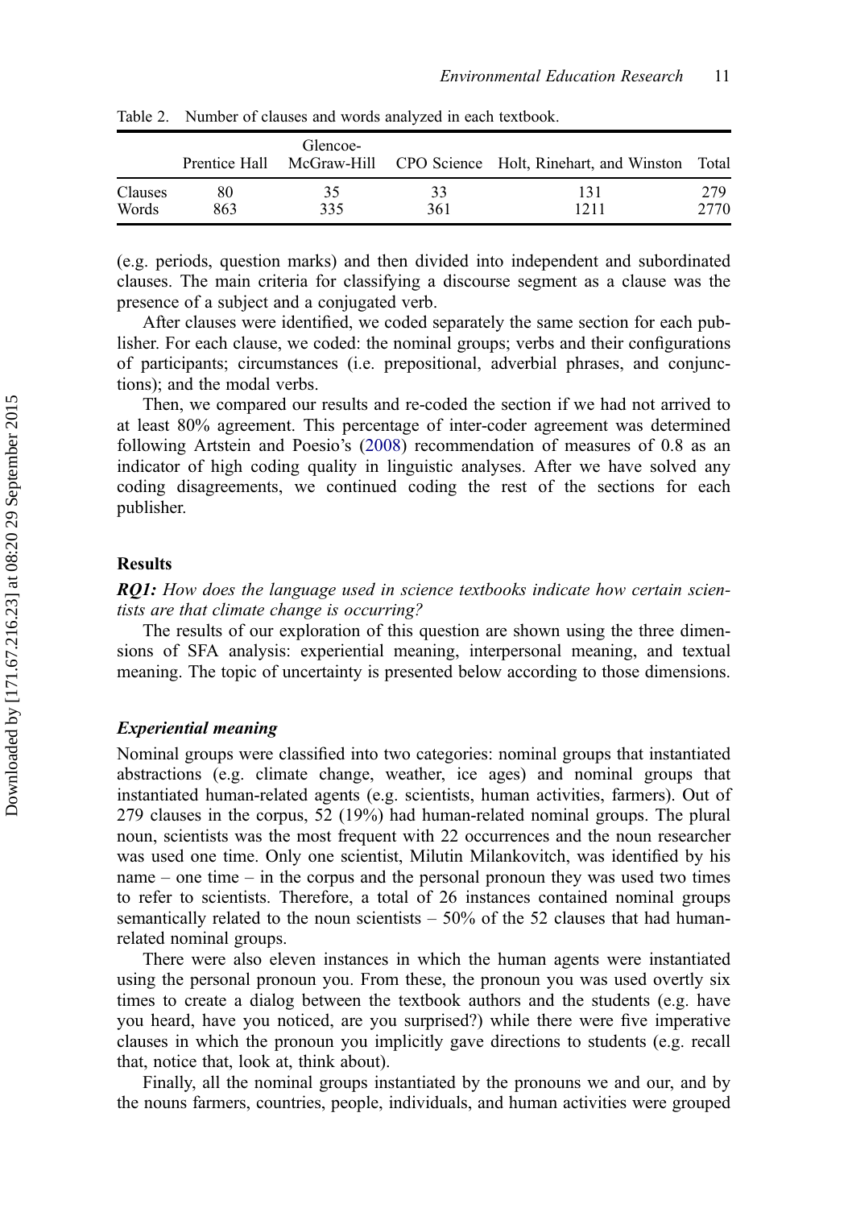Table 2. Number of clauses and words analyzed in each textbook.

| | Prentice Hall | Glencoe-McGraw-Hill | CPO Science | Holt, Rinehart, and Winston | Total |
|---|---|---|---|---|---|
| Clauses | 80 | 35 | 33 | 131 | 279 |
| Words | 863 | 335 | 361 | 1211 | 2770 |

(e.g. periods, question marks) and then divided into independent and subordinated clauses. The main criteria for classifying a discourse segment as a clause was the presence of a subject and a conjugated verb.

After clauses were identified, we coded separately the same section for each publisher. For each clause, we coded: the nominal groups; verbs and their configurations of participants; circumstances (i.e. prepositional, adverbial phrases, and conjunctions); and the modal verbs.

Then, we compared our results and re-coded the section if we had not arrived to at least 80% agreement. This percentage of inter-coder agreement was determined following Artstein and Poesio's (2008) recommendation of measures of 0.8 as an indicator of high coding quality in linguistic analyses. After we have solved any coding disagreements, we continued coding the rest of the sections for each publisher.

## Results

***RQ1:*** *How does the language used in science textbooks indicate how certain scientists are that climate change is occurring?*

The results of our exploration of this question are shown using the three dimensions of SFA analysis: experiential meaning, interpersonal meaning, and textual meaning. The topic of uncertainty is presented below according to those dimensions.

### *Experiential meaning*

Nominal groups were classified into two categories: nominal groups that instantiated abstractions (e.g. climate change, weather, ice ages) and nominal groups that instantiated human-related agents (e.g. scientists, human activities, farmers). Out of 279 clauses in the corpus, 52 (19%) had human-related nominal groups. The plural noun, scientists was the most frequent with 22 occurrences and the noun researcher was used one time. Only one scientist, Milutin Milankovitch, was identified by his name – one time – in the corpus and the personal pronoun they was used two times to refer to scientists. Therefore, a total of 26 instances contained nominal groups semantically related to the noun scientists – 50% of the 52 clauses that had human-related nominal groups.

There were also eleven instances in which the human agents were instantiated using the personal pronoun you. From these, the pronoun you was used overtly six times to create a dialog between the textbook authors and the students (e.g. have you heard, have you noticed, are you surprised?) while there were five imperative clauses in which the pronoun you implicitly gave directions to students (e.g. recall that, notice that, look at, think about).

Finally, all the nominal groups instantiated by the pronouns we and our, and by the nouns farmers, countries, people, individuals, and human activities were grouped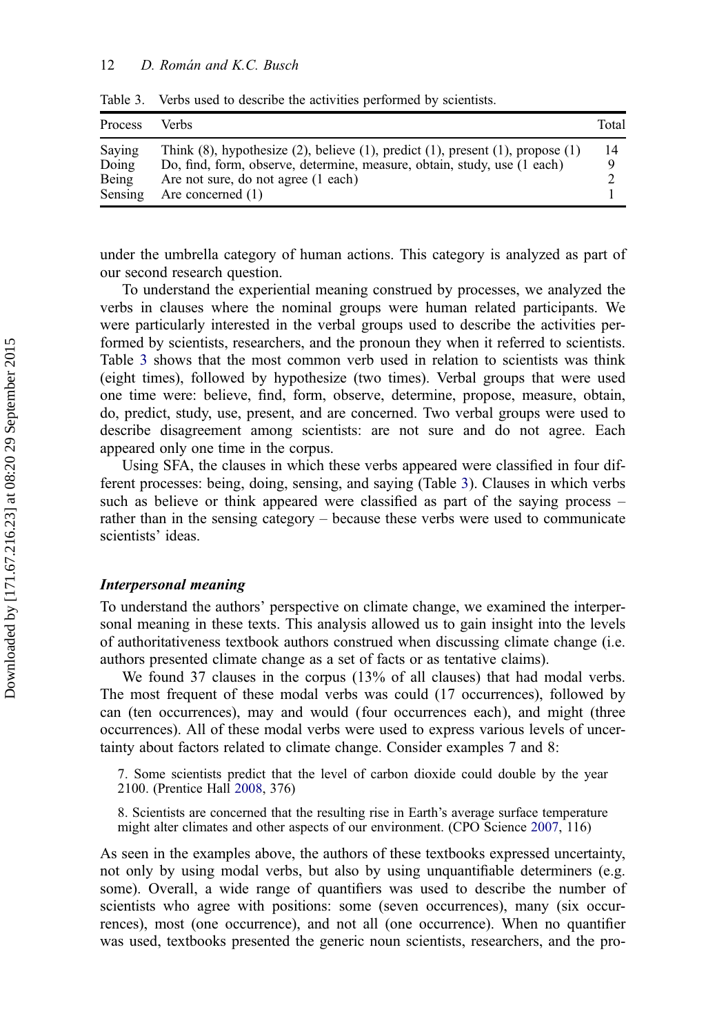Table 3. Verbs used to describe the activities performed by scientists.

| Process | Verbs | Total |
|---|---|---|
| Saying | Think (8), hypothesize (2), believe (1), predict (1), present (1), propose (1) | 14 |
| Doing | Do, find, form, observe, determine, measure, obtain, study, use (1 each) | 9 |
| Being | Are not sure, do not agree (1 each) | 2 |
| Sensing | Are concerned (1) | 1 |

under the umbrella category of human actions. This category is analyzed as part of our second research question.

To understand the experiential meaning construed by processes, we analyzed the verbs in clauses where the nominal groups were human related participants. We were particularly interested in the verbal groups used to describe the activities performed by scientists, researchers, and the pronoun they when it referred to scientists. Table 3 shows that the most common verb used in relation to scientists was think (eight times), followed by hypothesize (two times). Verbal groups that were used one time were: believe, find, form, observe, determine, propose, measure, obtain, do, predict, study, use, present, and are concerned. Two verbal groups were used to describe disagreement among scientists: are not sure and do not agree. Each appeared only one time in the corpus.

Using SFA, the clauses in which these verbs appeared were classified in four different processes: being, doing, sensing, and saying (Table 3). Clauses in which verbs such as believe or think appeared were classified as part of the saying process – rather than in the sensing category – because these verbs were used to communicate scientists' ideas.

### *Interpersonal meaning*

To understand the authors' perspective on climate change, we examined the interpersonal meaning in these texts. This analysis allowed us to gain insight into the levels of authoritativeness textbook authors construed when discussing climate change (i.e. authors presented climate change as a set of facts or as tentative claims).

We found 37 clauses in the corpus (13% of all clauses) that had modal verbs. The most frequent of these modal verbs was could (17 occurrences), followed by can (ten occurrences), may and would (four occurrences each), and might (three occurrences). All of these modal verbs were used to express various levels of uncertainty about factors related to climate change. Consider examples 7 and 8:

> 7. Some scientists predict that the level of carbon dioxide could double by the year 2100. (Prentice Hall 2008, 376)

> 8. Scientists are concerned that the resulting rise in Earth's average surface temperature might alter climates and other aspects of our environment. (CPO Science 2007, 116)

As seen in the examples above, the authors of these textbooks expressed uncertainty, not only by using modal verbs, but also by using unquantifiable determiners (e.g. some). Overall, a wide range of quantifiers was used to describe the number of scientists who agree with positions: some (seven occurrences), many (six occurrences), most (one occurrence), and not all (one occurrence). When no quantifier was used, textbooks presented the generic noun scientists, researchers, and the pro-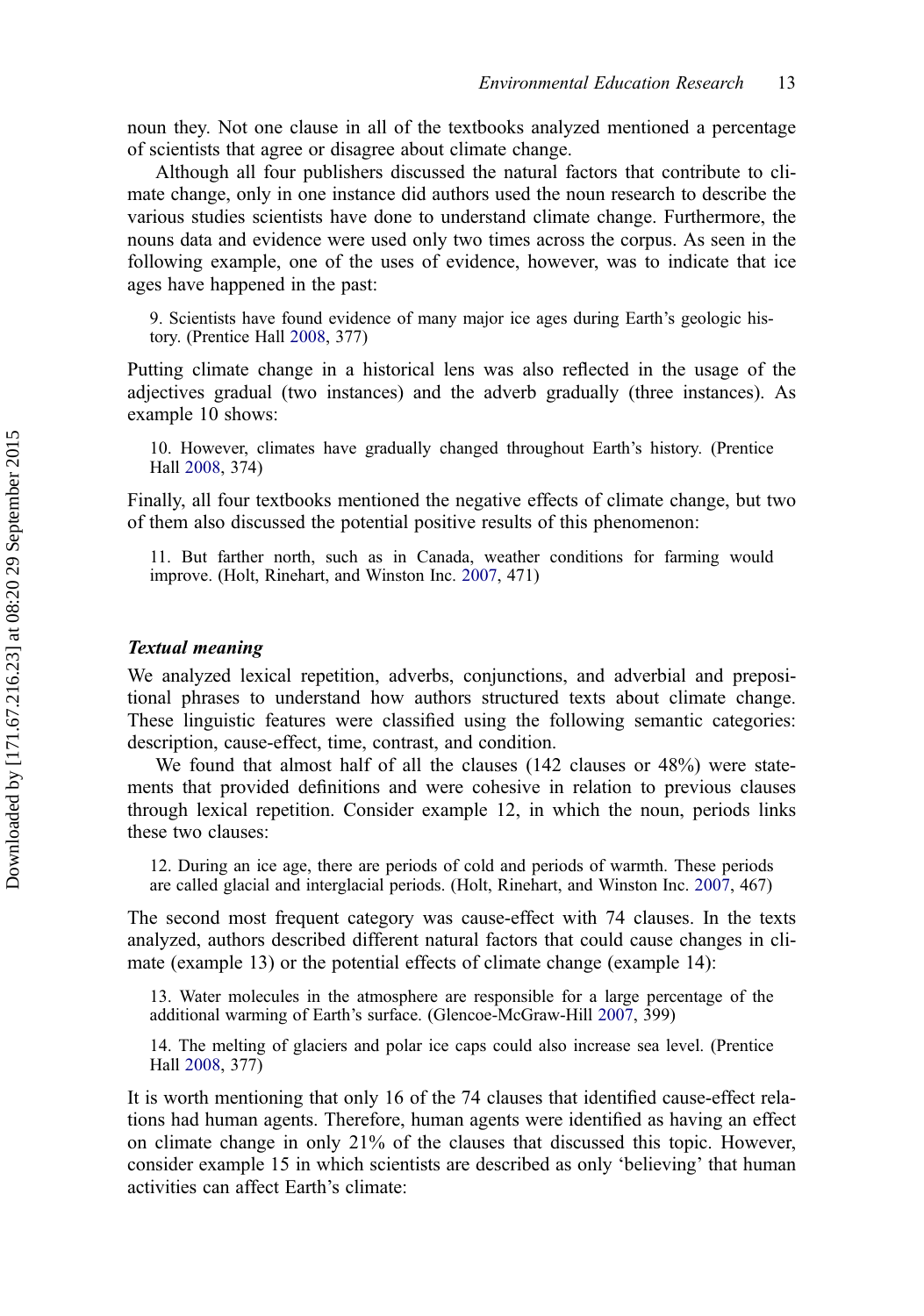noun they. Not one clause in all of the textbooks analyzed mentioned a percentage of scientists that agree or disagree about climate change.

Although all four publishers discussed the natural factors that contribute to climate change, only in one instance did authors used the noun research to describe the various studies scientists have done to understand climate change. Furthermore, the nouns data and evidence were used only two times across the corpus. As seen in the following example, one of the uses of evidence, however, was to indicate that ice ages have happened in the past:

> 9. Scientists have found evidence of many major ice ages during Earth's geologic history. (Prentice Hall 2008, 377)

Putting climate change in a historical lens was also reflected in the usage of the adjectives gradual (two instances) and the adverb gradually (three instances). As example 10 shows:

> 10. However, climates have gradually changed throughout Earth's history. (Prentice Hall 2008, 374)

Finally, all four textbooks mentioned the negative effects of climate change, but two of them also discussed the potential positive results of this phenomenon:

> 11. But farther north, such as in Canada, weather conditions for farming would improve. (Holt, Rinehart, and Winston Inc. 2007, 471)

### *Textual meaning*

We analyzed lexical repetition, adverbs, conjunctions, and adverbial and prepositional phrases to understand how authors structured texts about climate change. These linguistic features were classified using the following semantic categories: description, cause-effect, time, contrast, and condition.

We found that almost half of all the clauses (142 clauses or 48%) were statements that provided definitions and were cohesive in relation to previous clauses through lexical repetition. Consider example 12, in which the noun, periods links these two clauses:

> 12. During an ice age, there are periods of cold and periods of warmth. These periods are called glacial and interglacial periods. (Holt, Rinehart, and Winston Inc. 2007, 467)

The second most frequent category was cause-effect with 74 clauses. In the texts analyzed, authors described different natural factors that could cause changes in climate (example 13) or the potential effects of climate change (example 14):

> 13. Water molecules in the atmosphere are responsible for a large percentage of the additional warming of Earth's surface. (Glencoe-McGraw-Hill 2007, 399)

> 14. The melting of glaciers and polar ice caps could also increase sea level. (Prentice Hall 2008, 377)

It is worth mentioning that only 16 of the 74 clauses that identified cause-effect relations had human agents. Therefore, human agents were identified as having an effect on climate change in only 21% of the clauses that discussed this topic. However, consider example 15 in which scientists are described as only 'believing' that human activities can affect Earth's climate: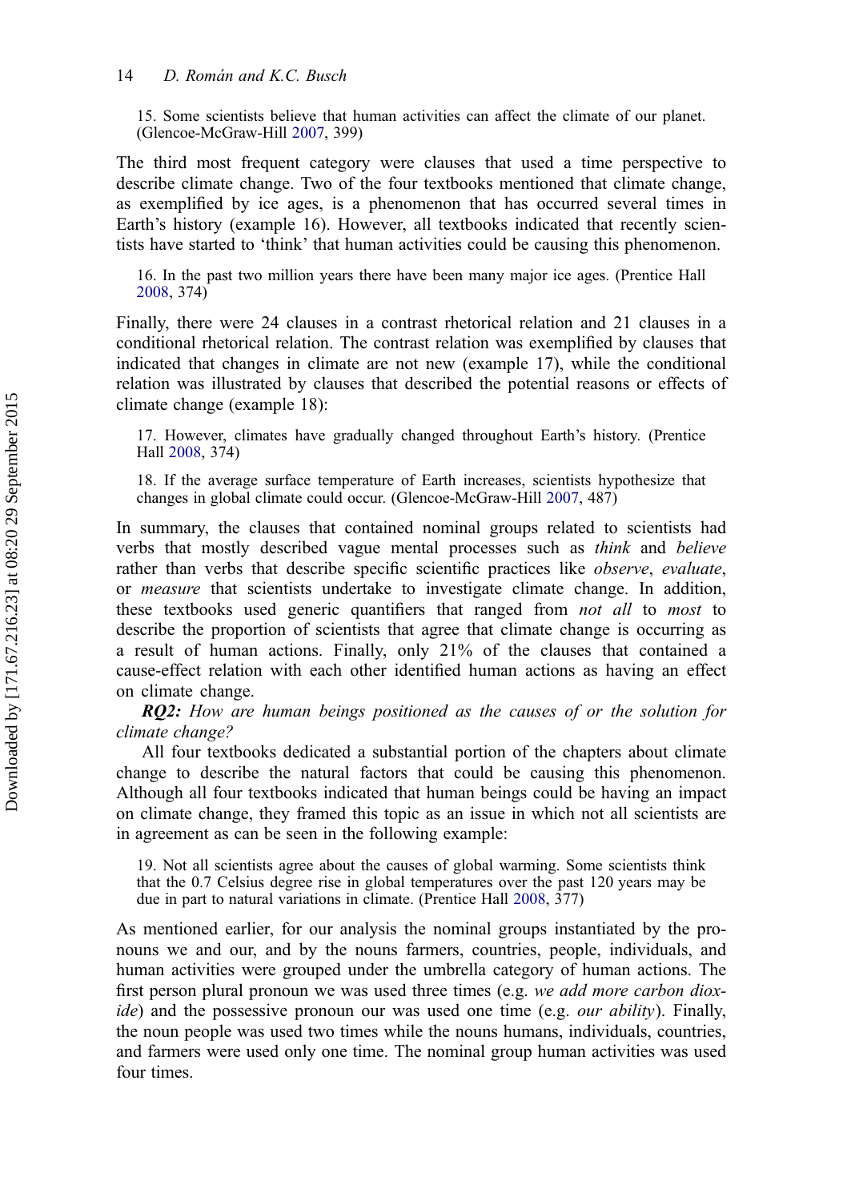15. Some scientists believe that human activities can affect the climate of our planet. (Glencoe-McGraw-Hill 2007, 399)

The third most frequent category were clauses that used a time perspective to describe climate change. Two of the four textbooks mentioned that climate change, as exemplified by ice ages, is a phenomenon that has occurred several times in Earth's history (example 16). However, all textbooks indicated that recently scientists have started to 'think' that human activities could be causing this phenomenon.

16. In the past two million years there have been many major ice ages. (Prentice Hall 2008, 374)

Finally, there were 24 clauses in a contrast rhetorical relation and 21 clauses in a conditional rhetorical relation. The contrast relation was exemplified by clauses that indicated that changes in climate are not new (example 17), while the conditional relation was illustrated by clauses that described the potential reasons or effects of climate change (example 18):

17. However, climates have gradually changed throughout Earth's history. (Prentice Hall 2008, 374)

18. If the average surface temperature of Earth increases, scientists hypothesize that changes in global climate could occur. (Glencoe-McGraw-Hill 2007, 487)

In summary, the clauses that contained nominal groups related to scientists had verbs that mostly described vague mental processes such as *think* and *believe* rather than verbs that describe specific scientific practices like *observe*, *evaluate*, or *measure* that scientists undertake to investigate climate change. In addition, these textbooks used generic quantifiers that ranged from *not all* to *most* to describe the proportion of scientists that agree that climate change is occurring as a result of human actions. Finally, only 21% of the clauses that contained a cause-effect relation with each other identified human actions as having an effect on climate change.

***RQ2:*** *How are human beings positioned as the causes of or the solution for climate change?*

All four textbooks dedicated a substantial portion of the chapters about climate change to describe the natural factors that could be causing this phenomenon. Although all four textbooks indicated that human beings could be having an impact on climate change, they framed this topic as an issue in which not all scientists are in agreement as can be seen in the following example:

19. Not all scientists agree about the causes of global warming. Some scientists think that the 0.7 Celsius degree rise in global temperatures over the past 120 years may be due in part to natural variations in climate. (Prentice Hall 2008, 377)

As mentioned earlier, for our analysis the nominal groups instantiated by the pronouns we and our, and by the nouns farmers, countries, people, individuals, and human activities were grouped under the umbrella category of human actions. The first person plural pronoun we was used three times (e.g. *we add more carbon dioxide*) and the possessive pronoun our was used one time (e.g. *our ability*). Finally, the noun people was used two times while the nouns humans, individuals, countries, and farmers were used only one time. The nominal group human activities was used four times.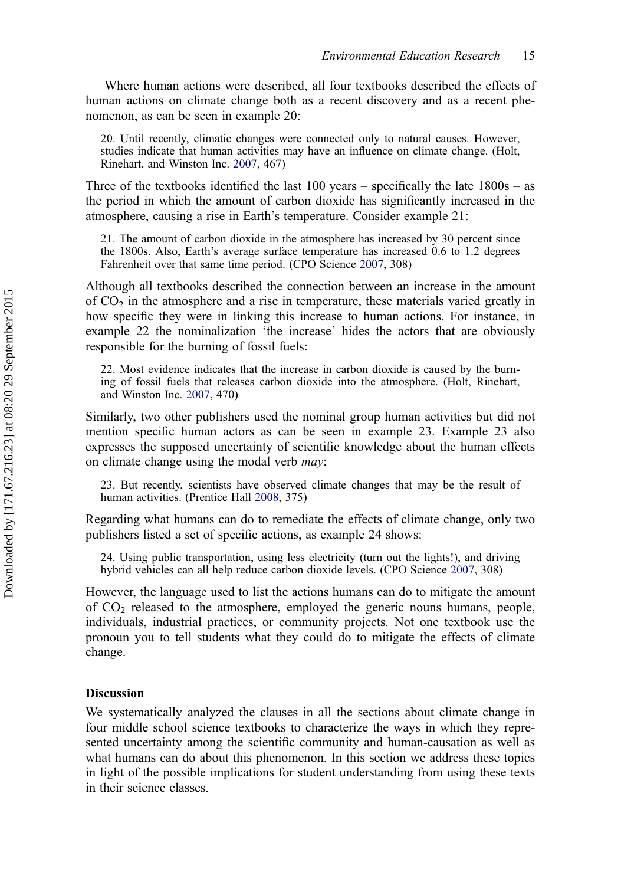Where human actions were described, all four textbooks described the effects of human actions on climate change both as a recent discovery and as a recent phenomenon, as can be seen in example 20:

> 20. Until recently, climatic changes were connected only to natural causes. However, studies indicate that human activities may have an influence on climate change. (Holt, Rinehart, and Winston Inc. 2007, 467)

Three of the textbooks identified the last 100 years – specifically the late 1800s – as the period in which the amount of carbon dioxide has significantly increased in the atmosphere, causing a rise in Earth's temperature. Consider example 21:

> 21. The amount of carbon dioxide in the atmosphere has increased by 30 percent since the 1800s. Also, Earth's average surface temperature has increased 0.6 to 1.2 degrees Fahrenheit over that same time period. (CPO Science 2007, 308)

Although all textbooks described the connection between an increase in the amount of $CO_2$ in the atmosphere and a rise in temperature, these materials varied greatly in how specific they were in linking this increase to human actions. For instance, in example 22 the nominalization 'the increase' hides the actors that are obviously responsible for the burning of fossil fuels:

> 22. Most evidence indicates that the increase in carbon dioxide is caused by the burning of fossil fuels that releases carbon dioxide into the atmosphere. (Holt, Rinehart, and Winston Inc. 2007, 470)

Similarly, two other publishers used the nominal group human activities but did not mention specific human actors as can be seen in example 23. Example 23 also expresses the supposed uncertainty of scientific knowledge about the human effects on climate change using the modal verb *may*:

> 23. But recently, scientists have observed climate changes that may be the result of human activities. (Prentice Hall 2008, 375)

Regarding what humans can do to remediate the effects of climate change, only two publishers listed a set of specific actions, as example 24 shows:

> 24. Using public transportation, using less electricity (turn out the lights!), and driving hybrid vehicles can all help reduce carbon dioxide levels. (CPO Science 2007, 308)

However, the language used to list the actions humans can do to mitigate the amount of $CO_2$ released to the atmosphere, employed the generic nouns humans, people, individuals, industrial practices, or community projects. Not one textbook use the pronoun you to tell students what they could do to mitigate the effects of climate change.

## Discussion

We systematically analyzed the clauses in all the sections about climate change in four middle school science textbooks to characterize the ways in which they represented uncertainty among the scientific community and human-causation as well as what humans can do about this phenomenon. In this section we address these topics in light of the possible implications for student understanding from using these texts in their science classes.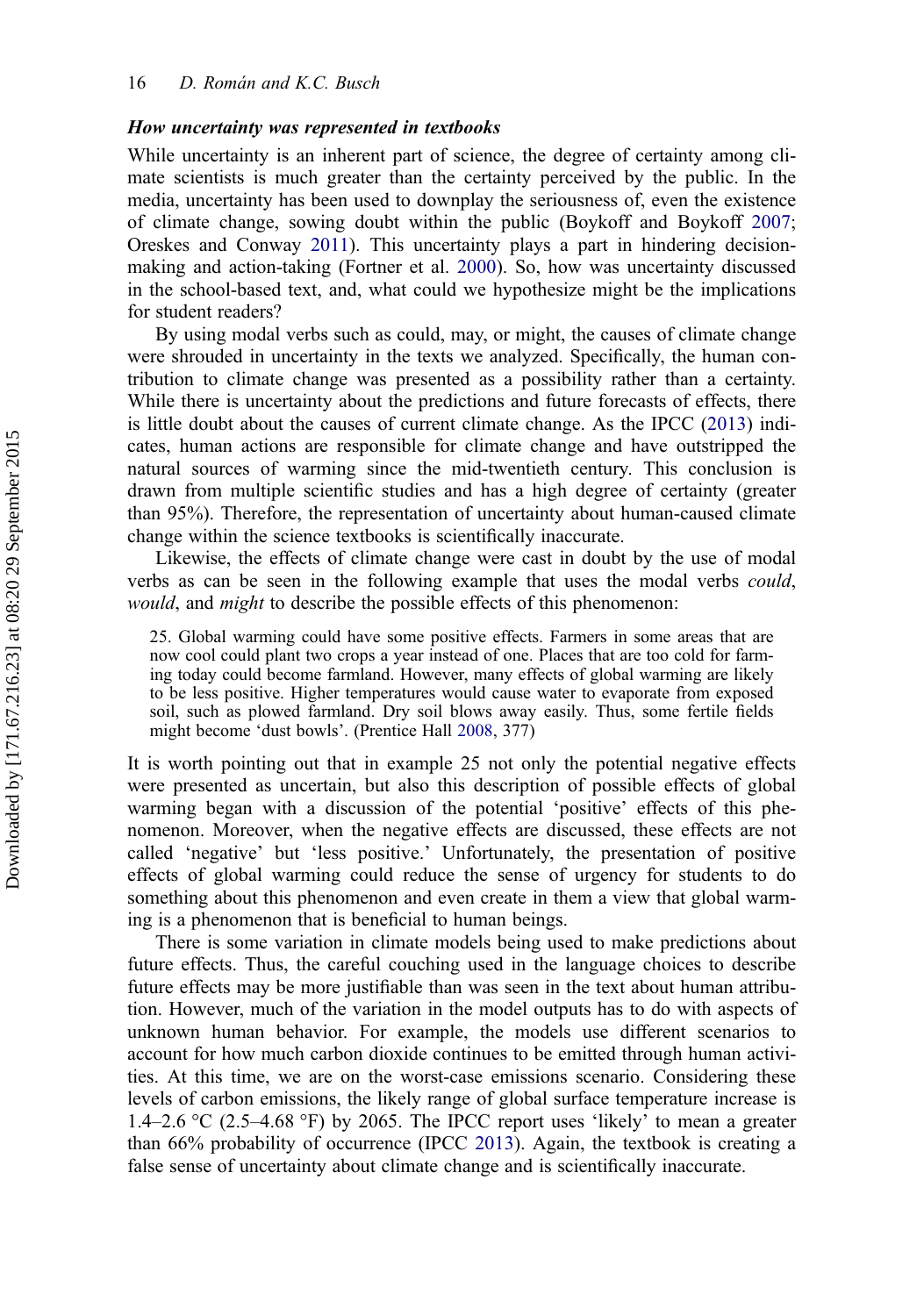### *How uncertainty was represented in textbooks*

While uncertainty is an inherent part of science, the degree of certainty among climate scientists is much greater than the certainty perceived by the public. In the media, uncertainty has been used to downplay the seriousness of, even the existence of climate change, sowing doubt within the public (Boykoff and Boykoff 2007; Oreskes and Conway 2011). This uncertainty plays a part in hindering decision-making and action-taking (Fortner et al. 2000). So, how was uncertainty discussed in the school-based text, and, what could we hypothesize might be the implications for student readers?

By using modal verbs such as could, may, or might, the causes of climate change were shrouded in uncertainty in the texts we analyzed. Specifically, the human contribution to climate change was presented as a possibility rather than a certainty. While there is uncertainty about the predictions and future forecasts of effects, there is little doubt about the causes of current climate change. As the IPCC (2013) indicates, human actions are responsible for climate change and have outstripped the natural sources of warming since the mid-twentieth century. This conclusion is drawn from multiple scientific studies and has a high degree of certainty (greater than 95%). Therefore, the representation of uncertainty about human-caused climate change within the science textbooks is scientifically inaccurate.

Likewise, the effects of climate change were cast in doubt by the use of modal verbs as can be seen in the following example that uses the modal verbs *could*, *would*, and *might* to describe the possible effects of this phenomenon:

> 25. Global warming could have some positive effects. Farmers in some areas that are now cool could plant two crops a year instead of one. Places that are too cold for farming today could become farmland. However, many effects of global warming are likely to be less positive. Higher temperatures would cause water to evaporate from exposed soil, such as plowed farmland. Dry soil blows away easily. Thus, some fertile fields might become 'dust bowls'. (Prentice Hall 2008, 377)

It is worth pointing out that in example 25 not only the potential negative effects were presented as uncertain, but also this description of possible effects of global warming began with a discussion of the potential 'positive' effects of this phenomenon. Moreover, when the negative effects are discussed, these effects are not called 'negative' but 'less positive.' Unfortunately, the presentation of positive effects of global warming could reduce the sense of urgency for students to do something about this phenomenon and even create in them a view that global warming is a phenomenon that is beneficial to human beings.

There is some variation in climate models being used to make predictions about future effects. Thus, the careful couching used in the language choices to describe future effects may be more justifiable than was seen in the text about human attribution. However, much of the variation in the model outputs has to do with aspects of unknown human behavior. For example, the models use different scenarios to account for how much carbon dioxide continues to be emitted through human activities. At this time, we are on the worst-case emissions scenario. Considering these levels of carbon emissions, the likely range of global surface temperature increase is 1.4–2.6 °C (2.5–4.68 °F) by 2065. The IPCC report uses 'likely' to mean a greater than 66% probability of occurrence (IPCC 2013). Again, the textbook is creating a false sense of uncertainty about climate change and is scientifically inaccurate.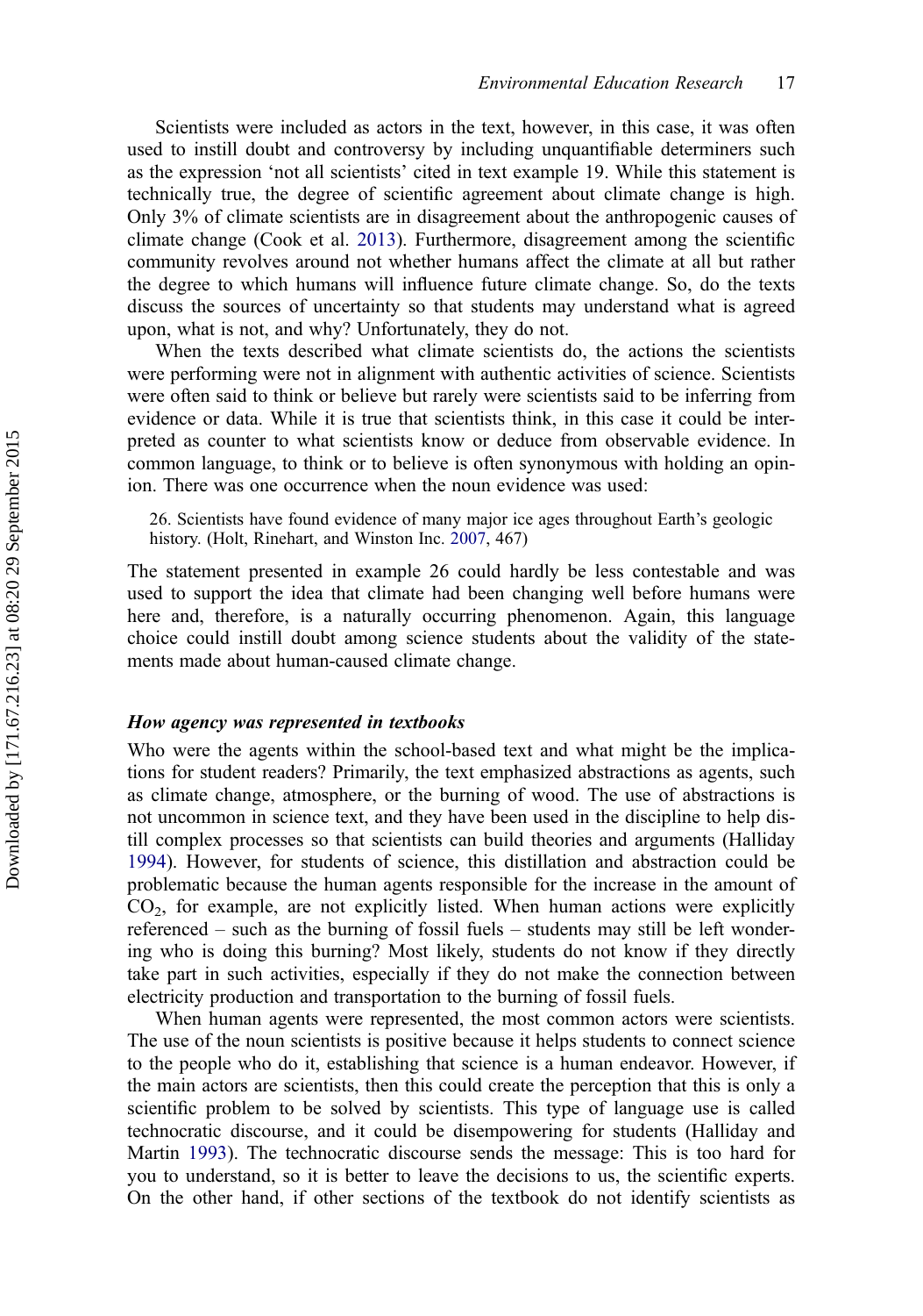Scientists were included as actors in the text, however, in this case, it was often used to instill doubt and controversy by including unquantifiable determiners such as the expression 'not all scientists' cited in text example 19. While this statement is technically true, the degree of scientific agreement about climate change is high. Only 3% of climate scientists are in disagreement about the anthropogenic causes of climate change (Cook et al. 2013). Furthermore, disagreement among the scientific community revolves around not whether humans affect the climate at all but rather the degree to which humans will influence future climate change. So, do the texts discuss the sources of uncertainty so that students may understand what is agreed upon, what is not, and why? Unfortunately, they do not.

When the texts described what climate scientists do, the actions the scientists were performing were not in alignment with authentic activities of science. Scientists were often said to think or believe but rarely were scientists said to be inferring from evidence or data. While it is true that scientists think, in this case it could be interpreted as counter to what scientists know or deduce from observable evidence. In common language, to think or to believe is often synonymous with holding an opinion. There was one occurrence when the noun evidence was used:

> 26. Scientists have found evidence of many major ice ages throughout Earth's geologic history. (Holt, Rinehart, and Winston Inc. 2007, 467)

The statement presented in example 26 could hardly be less contestable and was used to support the idea that climate had been changing well before humans were here and, therefore, is a naturally occurring phenomenon. Again, this language choice could instill doubt among science students about the validity of the statements made about human-caused climate change.

### *How agency was represented in textbooks*

Who were the agents within the school-based text and what might be the implications for student readers? Primarily, the text emphasized abstractions as agents, such as climate change, atmosphere, or the burning of wood. The use of abstractions is not uncommon in science text, and they have been used in the discipline to help distill complex processes so that scientists can build theories and arguments (Halliday 1994). However, for students of science, this distillation and abstraction could be problematic because the human agents responsible for the increase in the amount of $CO_2$, for example, are not explicitly listed. When human actions were explicitly referenced – such as the burning of fossil fuels – students may still be left wondering who is doing this burning? Most likely, students do not know if they directly take part in such activities, especially if they do not make the connection between electricity production and transportation to the burning of fossil fuels.

When human agents were represented, the most common actors were scientists. The use of the noun scientists is positive because it helps students to connect science to the people who do it, establishing that science is a human endeavor. However, if the main actors are scientists, then this could create the perception that this is only a scientific problem to be solved by scientists. This type of language use is called technocratic discourse, and it could be disempowering for students (Halliday and Martin 1993). The technocratic discourse sends the message: This is too hard for you to understand, so it is better to leave the decisions to us, the scientific experts. On the other hand, if other sections of the textbook do not identify scientists as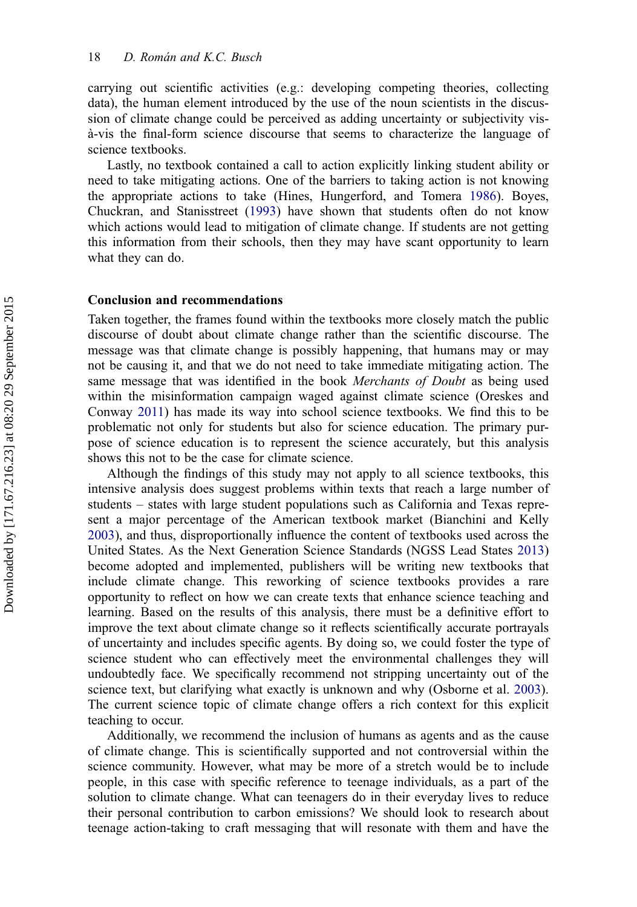carrying out scientific activities (e.g.: developing competing theories, collecting data), the human element introduced by the use of the noun scientists in the discussion of climate change could be perceived as adding uncertainty or subjectivity vis-à-vis the final-form science discourse that seems to characterize the language of science textbooks.

Lastly, no textbook contained a call to action explicitly linking student ability or need to take mitigating actions. One of the barriers to taking action is not knowing the appropriate actions to take (Hines, Hungerford, and Tomera 1986). Boyes, Chuckran, and Stanisstreet (1993) have shown that students often do not know which actions would lead to mitigation of climate change. If students are not getting this information from their schools, then they may have scant opportunity to learn what they can do.

## Conclusion and recommendations

Taken together, the frames found within the textbooks more closely match the public discourse of doubt about climate change rather than the scientific discourse. The message was that climate change is possibly happening, that humans may or may not be causing it, and that we do not need to take immediate mitigating action. The same message that was identified in the book *Merchants of Doubt* as being used within the misinformation campaign waged against climate science (Oreskes and Conway 2011) has made its way into school science textbooks. We find this to be problematic not only for students but also for science education. The primary purpose of science education is to represent the science accurately, but this analysis shows this not to be the case for climate science.

Although the findings of this study may not apply to all science textbooks, this intensive analysis does suggest problems within texts that reach a large number of students – states with large student populations such as California and Texas represent a major percentage of the American textbook market (Bianchini and Kelly 2003), and thus, disproportionally influence the content of textbooks used across the United States. As the Next Generation Science Standards (NGSS Lead States 2013) become adopted and implemented, publishers will be writing new textbooks that include climate change. This reworking of science textbooks provides a rare opportunity to reflect on how we can create texts that enhance science teaching and learning. Based on the results of this analysis, there must be a definitive effort to improve the text about climate change so it reflects scientifically accurate portrayals of uncertainty and includes specific agents. By doing so, we could foster the type of science student who can effectively meet the environmental challenges they will undoubtedly face. We specifically recommend not stripping uncertainty out of the science text, but clarifying what exactly is unknown and why (Osborne et al. 2003). The current science topic of climate change offers a rich context for this explicit teaching to occur.

Additionally, we recommend the inclusion of humans as agents and as the cause of climate change. This is scientifically supported and not controversial within the science community. However, what may be more of a stretch would be to include people, in this case with specific reference to teenage individuals, as a part of the solution to climate change. What can teenagers do in their everyday lives to reduce their personal contribution to carbon emissions? We should look to research about teenage action-taking to craft messaging that will resonate with them and have the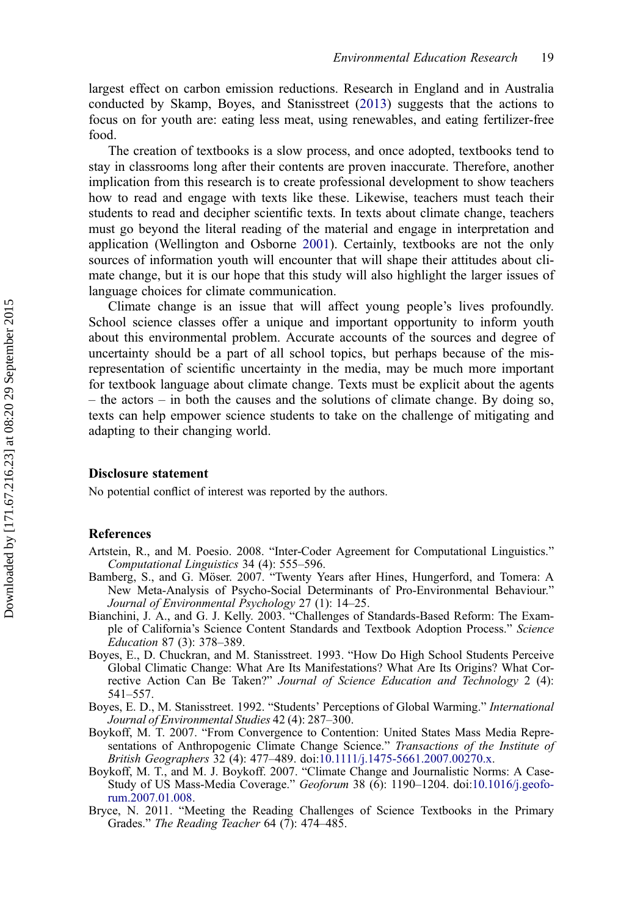largest effect on carbon emission reductions. Research in England and in Australia conducted by Skamp, Boyes, and Stanisstreet (2013) suggests that the actions to focus on for youth are: eating less meat, using renewables, and eating fertilizer-free food.

The creation of textbooks is a slow process, and once adopted, textbooks tend to stay in classrooms long after their contents are proven inaccurate. Therefore, another implication from this research is to create professional development to show teachers how to read and engage with texts like these. Likewise, teachers must teach their students to read and decipher scientific texts. In texts about climate change, teachers must go beyond the literal reading of the material and engage in interpretation and application (Wellington and Osborne 2001). Certainly, textbooks are not the only sources of information youth will encounter that will shape their attitudes about climate change, but it is our hope that this study will also highlight the larger issues of language choices for climate communication.

Climate change is an issue that will affect young people's lives profoundly. School science classes offer a unique and important opportunity to inform youth about this environmental problem. Accurate accounts of the sources and degree of uncertainty should be a part of all school topics, but perhaps because of the misrepresentation of scientific uncertainty in the media, may be much more important for textbook language about climate change. Texts must be explicit about the agents – the actors – in both the causes and the solutions of climate change. By doing so, texts can help empower science students to take on the challenge of mitigating and adapting to their changing world.

## Disclosure statement

No potential conflict of interest was reported by the authors.

## References

Artstein, R., and M. Poesio. 2008. "Inter-Coder Agreement for Computational Linguistics." *Computational Linguistics* 34 (4): 555–596.

Bamberg, S., and G. Möser. 2007. "Twenty Years after Hines, Hungerford, and Tomera: A New Meta-Analysis of Psycho-Social Determinants of Pro-Environmental Behaviour." *Journal of Environmental Psychology* 27 (1): 14–25.

Bianchini, J. A., and G. J. Kelly. 2003. "Challenges of Standards-Based Reform: The Example of California's Science Content Standards and Textbook Adoption Process." *Science Education* 87 (3): 378–389.

Boyes, E., D. Chuckran, and M. Stanisstreet. 1993. "How Do High School Students Perceive Global Climatic Change: What Are Its Manifestations? What Are Its Origins? What Corrective Action Can Be Taken?" *Journal of Science Education and Technology* 2 (4): 541–557.

Boyes, E. D., M. Stanisstreet. 1992. "Students' Perceptions of Global Warming." *International Journal of Environmental Studies* 42 (4): 287–300.

Boykoff, M. T. 2007. "From Convergence to Contention: United States Mass Media Representations of Anthropogenic Climate Change Science." *Transactions of the Institute of British Geographers* 32 (4): 477–489. doi:10.1111/j.1475-5661.2007.00270.x.

Boykoff, M. T., and M. J. Boykoff. 2007. "Climate Change and Journalistic Norms: A Case-Study of US Mass-Media Coverage." *Geoforum* 38 (6): 1190–1204. doi:10.1016/j.geoforum.2007.01.008.

Bryce, N. 2011. "Meeting the Reading Challenges of Science Textbooks in the Primary Grades." *The Reading Teacher* 64 (7): 474–485.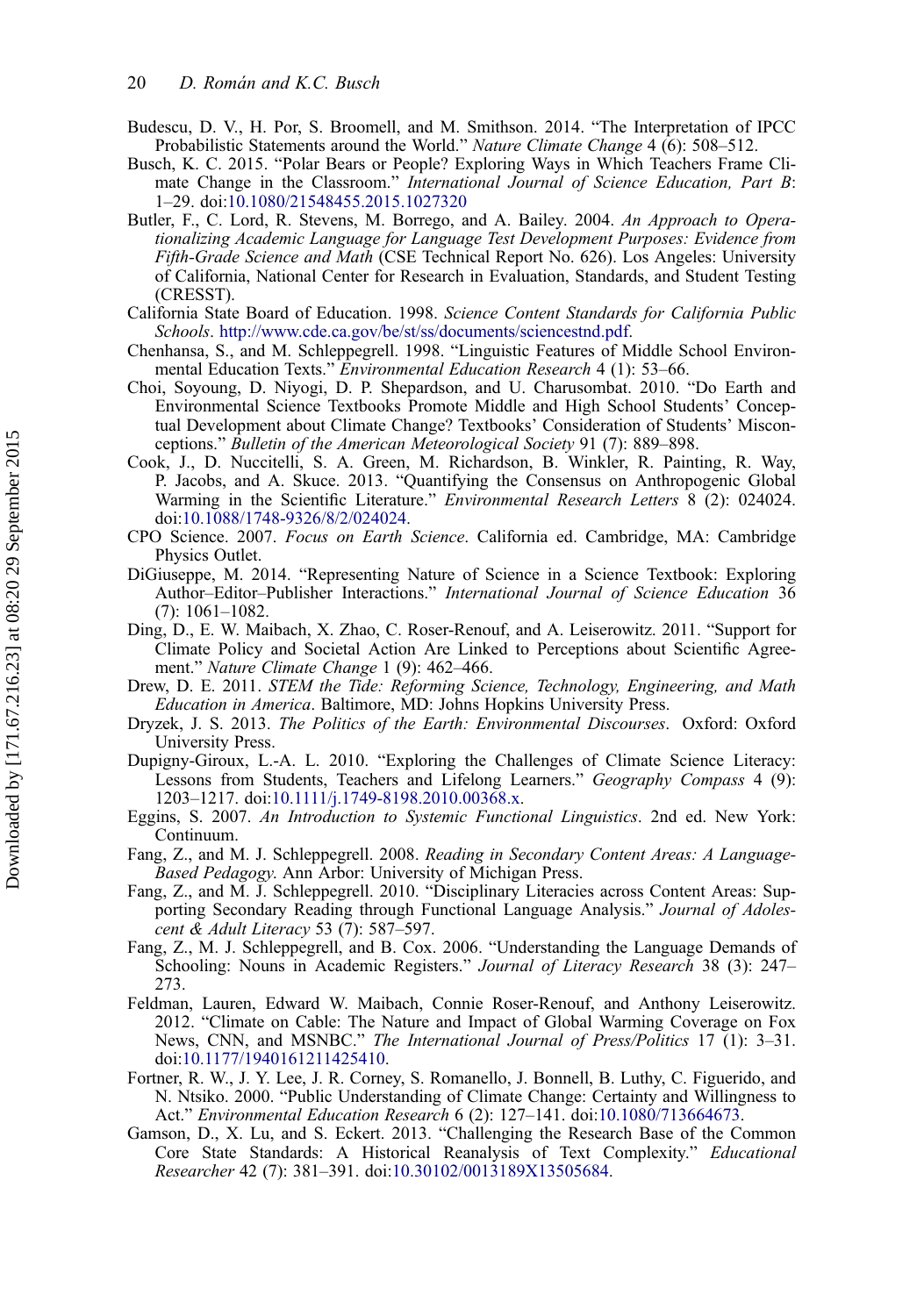Budescu, D. V., H. Por, S. Broomell, and M. Smithson. 2014. "The Interpretation of IPCC Probabilistic Statements around the World." *Nature Climate Change* 4 (6): 508–512.

Busch, K. C. 2015. "Polar Bears or People? Exploring Ways in Which Teachers Frame Climate Change in the Classroom." *International Journal of Science Education, Part B*: 1–29. doi:10.1080/21548455.2015.1027320

Butler, F., C. Lord, R. Stevens, M. Borrego, and A. Bailey. 2004. *An Approach to Operationalizing Academic Language for Language Test Development Purposes: Evidence from Fifth-Grade Science and Math* (CSE Technical Report No. 626). Los Angeles: University of California, National Center for Research in Evaluation, Standards, and Student Testing (CRESST).

California State Board of Education. 1998. *Science Content Standards for California Public Schools*. http://www.cde.ca.gov/be/st/ss/documents/sciencestnd.pdf.

Chenhansa, S., and M. Schleppegrell. 1998. "Linguistic Features of Middle School Environmental Education Texts." *Environmental Education Research* 4 (1): 53–66.

Choi, Soyoung, D. Niyogi, D. P. Shepardson, and U. Charusombat. 2010. "Do Earth and Environmental Science Textbooks Promote Middle and High School Students' Conceptual Development about Climate Change? Textbooks' Consideration of Students' Misconceptions." *Bulletin of the American Meteorological Society* 91 (7): 889–898.

Cook, J., D. Nuccitelli, S. A. Green, M. Richardson, B. Winkler, R. Painting, R. Way, P. Jacobs, and A. Skuce. 2013. "Quantifying the Consensus on Anthropogenic Global Warming in the Scientific Literature." *Environmental Research Letters* 8 (2): 024024. doi:10.1088/1748-9326/8/2/024024.

CPO Science. 2007. *Focus on Earth Science*. California ed. Cambridge, MA: Cambridge Physics Outlet.

DiGiuseppe, M. 2014. "Representing Nature of Science in a Science Textbook: Exploring Author–Editor–Publisher Interactions." *International Journal of Science Education* 36 (7): 1061–1082.

Ding, D., E. W. Maibach, X. Zhao, C. Roser-Renouf, and A. Leiserowitz. 2011. "Support for Climate Policy and Societal Action Are Linked to Perceptions about Scientific Agreement." *Nature Climate Change* 1 (9): 462–466.

Drew, D. E. 2011. *STEM the Tide: Reforming Science, Technology, Engineering, and Math Education in America*. Baltimore, MD: Johns Hopkins University Press.

Dryzek, J. S. 2013. *The Politics of the Earth: Environmental Discourses*. Oxford: Oxford University Press.

Dupigny-Giroux, L.-A. L. 2010. "Exploring the Challenges of Climate Science Literacy: Lessons from Students, Teachers and Lifelong Learners." *Geography Compass* 4 (9): 1203–1217. doi:10.1111/j.1749-8198.2010.00368.x.

Eggins, S. 2007. *An Introduction to Systemic Functional Linguistics*. 2nd ed. New York: Continuum.

Fang, Z., and M. J. Schleppegrell. 2008. *Reading in Secondary Content Areas: A Language-Based Pedagogy*. Ann Arbor: University of Michigan Press.

Fang, Z., and M. J. Schleppegrell. 2010. "Disciplinary Literacies across Content Areas: Supporting Secondary Reading through Functional Language Analysis." *Journal of Adolescent & Adult Literacy* 53 (7): 587–597.

Fang, Z., M. J. Schleppegrell, and B. Cox. 2006. "Understanding the Language Demands of Schooling: Nouns in Academic Registers." *Journal of Literacy Research* 38 (3): 247–273.

Feldman, Lauren, Edward W. Maibach, Connie Roser-Renouf, and Anthony Leiserowitz. 2012. "Climate on Cable: The Nature and Impact of Global Warming Coverage on Fox News, CNN, and MSNBC." *The International Journal of Press/Politics* 17 (1): 3–31. doi:10.1177/1940161211425410.

Fortner, R. W., J. Y. Lee, J. R. Corney, S. Romanello, J. Bonnell, B. Luthy, C. Figuerido, and N. Ntsiko. 2000. "Public Understanding of Climate Change: Certainty and Willingness to Act." *Environmental Education Research* 6 (2): 127–141. doi:10.1080/713664673.

Gamson, D., X. Lu, and S. Eckert. 2013. "Challenging the Research Base of the Common Core State Standards: A Historical Reanalysis of Text Complexity." *Educational Researcher* 42 (7): 381–391. doi:10.30102/0013189X13505684.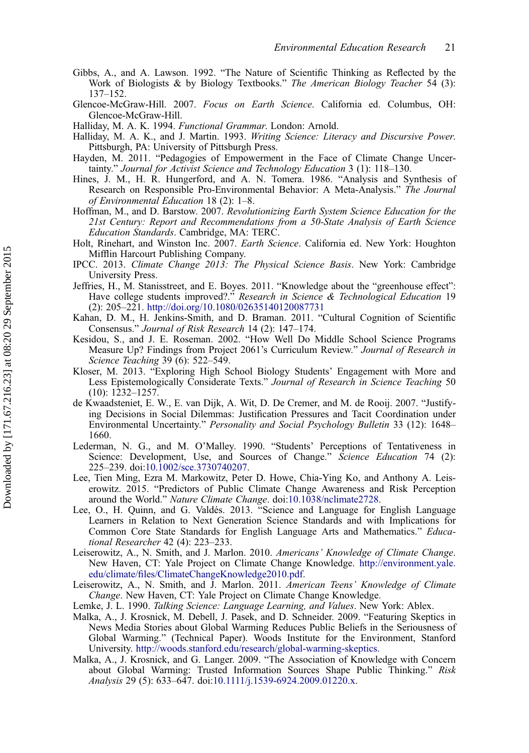Gibbs, A., and A. Lawson. 1992. "The Nature of Scientific Thinking as Reflected by the Work of Biologists & by Biology Textbooks." *The American Biology Teacher* 54 (3): 137–152.

Glencoe-McGraw-Hill. 2007. *Focus on Earth Science*. California ed. Columbus, OH: Glencoe-McGraw-Hill.

Halliday, M. A. K. 1994. *Functional Grammar*. London: Arnold.

Halliday, M. A. K., and J. Martin. 1993. *Writing Science: Literacy and Discursive Power*. Pittsburgh, PA: University of Pittsburgh Press.

Hayden, M. 2011. "Pedagogies of Empowerment in the Face of Climate Change Uncertainty." *Journal for Activist Science and Technology Education* 3 (1): 118–130.

Hines, J. M., H. R. Hungerford, and A. N. Tomera. 1986. "Analysis and Synthesis of Research on Responsible Pro-Environmental Behavior: A Meta-Analysis." *The Journal of Environmental Education* 18 (2): 1–8.

Hoffman, M., and D. Barstow. 2007. *Revolutionizing Earth System Science Education for the 21st Century: Report and Recommendations from a 50-State Analysis of Earth Science Education Standards*. Cambridge, MA: TERC.

Holt, Rinehart, and Winston Inc. 2007. *Earth Science*. California ed. New York: Houghton Mifflin Harcourt Publishing Company.

IPCC. 2013. *Climate Change 2013: The Physical Science Basis*. New York: Cambridge University Press.

Jeffries, H., M. Stanisstreet, and E. Boyes. 2011. "Knowledge about the "greenhouse effect": Have college students improved?." *Research in Science & Technological Education* 19 (2): 205–221. http://doi.org/10.1080/02635140120087731

Kahan, D. M., H. Jenkins-Smith, and D. Braman. 2011. "Cultural Cognition of Scientific Consensus." *Journal of Risk Research* 14 (2): 147–174.

Kesidou, S., and J. E. Roseman. 2002. "How Well Do Middle School Science Programs Measure Up? Findings from Project 2061's Curriculum Review." *Journal of Research in Science Teaching* 39 (6): 522–549.

Kloser, M. 2013. "Exploring High School Biology Students' Engagement with More and Less Epistemologically Considerate Texts." *Journal of Research in Science Teaching* 50 (10): 1232–1257.

de Kwaadsteniet, E. W., E. van Dijk, A. Wit, D. De Cremer, and M. de Rooij. 2007. "Justifying Decisions in Social Dilemmas: Justification Pressures and Tacit Coordination under Environmental Uncertainty." *Personality and Social Psychology Bulletin* 33 (12): 1648–1660.

Lederman, N. G., and M. O'Malley. 1990. "Students' Perceptions of Tentativeness in Science: Development, Use, and Sources of Change." *Science Education* 74 (2): 225–239. doi:10.1002/sce.3730740207.

Lee, Tien Ming, Ezra M. Markowitz, Peter D. Howe, Chia-Ying Ko, and Anthony A. Leiserowitz. 2015. "Predictors of Public Climate Change Awareness and Risk Perception around the World." *Nature Climate Change*. doi:10.1038/nclimate2728.

Lee, O., H. Quinn, and G. Valdés. 2013. "Science and Language for English Language Learners in Relation to Next Generation Science Standards and with Implications for Common Core State Standards for English Language Arts and Mathematics." *Educational Researcher* 42 (4): 223–233.

Leiserowitz, A., N. Smith, and J. Marlon. 2010. *Americans' Knowledge of Climate Change*. New Haven, CT: Yale Project on Climate Change Knowledge. http://environment.yale.edu/climate/files/ClimateChangeKnowledge2010.pdf.

Leiserowitz, A., N. Smith, and J. Marlon. 2011. *American Teens' Knowledge of Climate Change*. New Haven, CT: Yale Project on Climate Change Knowledge.

Lemke, J. L. 1990. *Talking Science: Language Learning, and Values*. New York: Ablex.

Malka, A., J. Krosnick, M. Debell, J. Pasek, and D. Schneider. 2009. "Featuring Skeptics in News Media Stories about Global Warming Reduces Public Beliefs in the Seriousness of Global Warming." (Technical Paper). Woods Institute for the Environment, Stanford University. http://woods.stanford.edu/research/global-warming-skeptics.

Malka, A., J. Krosnick, and G. Langer. 2009. "The Association of Knowledge with Concern about Global Warming: Trusted Information Sources Shape Public Thinking." *Risk Analysis* 29 (5): 633–647. doi:10.1111/j.1539-6924.2009.01220.x.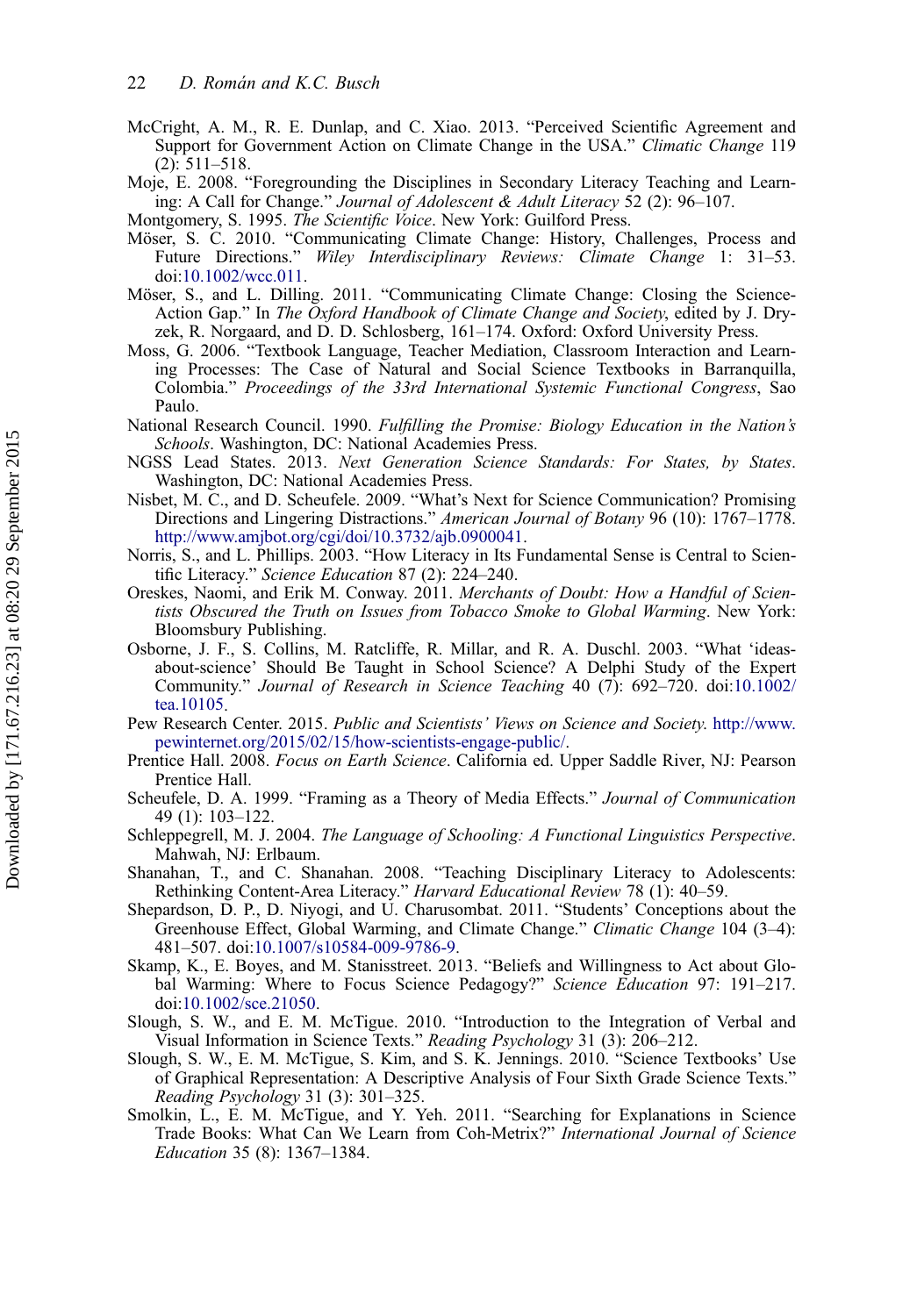McCright, A. M., R. E. Dunlap, and C. Xiao. 2013. "Perceived Scientific Agreement and Support for Government Action on Climate Change in the USA." *Climatic Change* 119 (2): 511–518.

Moje, E. 2008. "Foregrounding the Disciplines in Secondary Literacy Teaching and Learning: A Call for Change." *Journal of Adolescent & Adult Literacy* 52 (2): 96–107.

Montgomery, S. 1995. *The Scientific Voice*. New York: Guilford Press.

Möser, S. C. 2010. "Communicating Climate Change: History, Challenges, Process and Future Directions." *Wiley Interdisciplinary Reviews: Climate Change* 1: 31–53. doi:10.1002/wcc.011.

Möser, S., and L. Dilling. 2011. "Communicating Climate Change: Closing the Science-Action Gap." In *The Oxford Handbook of Climate Change and Society*, edited by J. Dryzek, R. Norgaard, and D. D. Schlosberg, 161–174. Oxford: Oxford University Press.

Moss, G. 2006. "Textbook Language, Teacher Mediation, Classroom Interaction and Learning Processes: The Case of Natural and Social Science Textbooks in Barranquilla, Colombia." *Proceedings of the 33rd International Systemic Functional Congress*, Sao Paulo.

National Research Council. 1990. *Fulfilling the Promise: Biology Education in the Nation's Schools*. Washington, DC: National Academies Press.

NGSS Lead States. 2013. *Next Generation Science Standards: For States, by States*. Washington, DC: National Academies Press.

Nisbet, M. C., and D. Scheufele. 2009. "What's Next for Science Communication? Promising Directions and Lingering Distractions." *American Journal of Botany* 96 (10): 1767–1778. http://www.amjbot.org/cgi/doi/10.3732/ajb.0900041.

Norris, S., and L. Phillips. 2003. "How Literacy in Its Fundamental Sense is Central to Scientific Literacy." *Science Education* 87 (2): 224–240.

Oreskes, Naomi, and Erik M. Conway. 2011. *Merchants of Doubt: How a Handful of Scientists Obscured the Truth on Issues from Tobacco Smoke to Global Warming*. New York: Bloomsbury Publishing.

Osborne, J. F., S. Collins, M. Ratcliffe, R. Millar, and R. A. Duschl. 2003. "What 'ideas-about-science' Should Be Taught in School Science? A Delphi Study of the Expert Community." *Journal of Research in Science Teaching* 40 (7): 692–720. doi:10.1002/tea.10105.

Pew Research Center. 2015. *Public and Scientists' Views on Science and Society*. http://www.pewinternet.org/2015/02/15/how-scientists-engage-public/.

Prentice Hall. 2008. *Focus on Earth Science*. California ed. Upper Saddle River, NJ: Pearson Prentice Hall.

Scheufele, D. A. 1999. "Framing as a Theory of Media Effects." *Journal of Communication* 49 (1): 103–122.

Schleppegrell, M. J. 2004. *The Language of Schooling: A Functional Linguistics Perspective*. Mahwah, NJ: Erlbaum.

Shanahan, T., and C. Shanahan. 2008. "Teaching Disciplinary Literacy to Adolescents: Rethinking Content-Area Literacy." *Harvard Educational Review* 78 (1): 40–59.

Shepardson, D. P., D. Niyogi, and U. Charusombat. 2011. "Students' Conceptions about the Greenhouse Effect, Global Warming, and Climate Change." *Climatic Change* 104 (3–4): 481–507. doi:10.1007/s10584-009-9786-9.

Skamp, K., E. Boyes, and M. Stanisstreet. 2013. "Beliefs and Willingness to Act about Global Warming: Where to Focus Science Pedagogy?" *Science Education* 97: 191–217. doi:10.1002/sce.21050.

Slough, S. W., and E. M. McTigue. 2010. "Introduction to the Integration of Verbal and Visual Information in Science Texts." *Reading Psychology* 31 (3): 206–212.

Slough, S. W., E. M. McTigue, S. Kim, and S. K. Jennings. 2010. "Science Textbooks' Use of Graphical Representation: A Descriptive Analysis of Four Sixth Grade Science Texts." *Reading Psychology* 31 (3): 301–325.

Smolkin, L., E. M. McTigue, and Y. Yeh. 2011. "Searching for Explanations in Science Trade Books: What Can We Learn from Coh-Metrix?" *International Journal of Science Education* 35 (8): 1367–1384.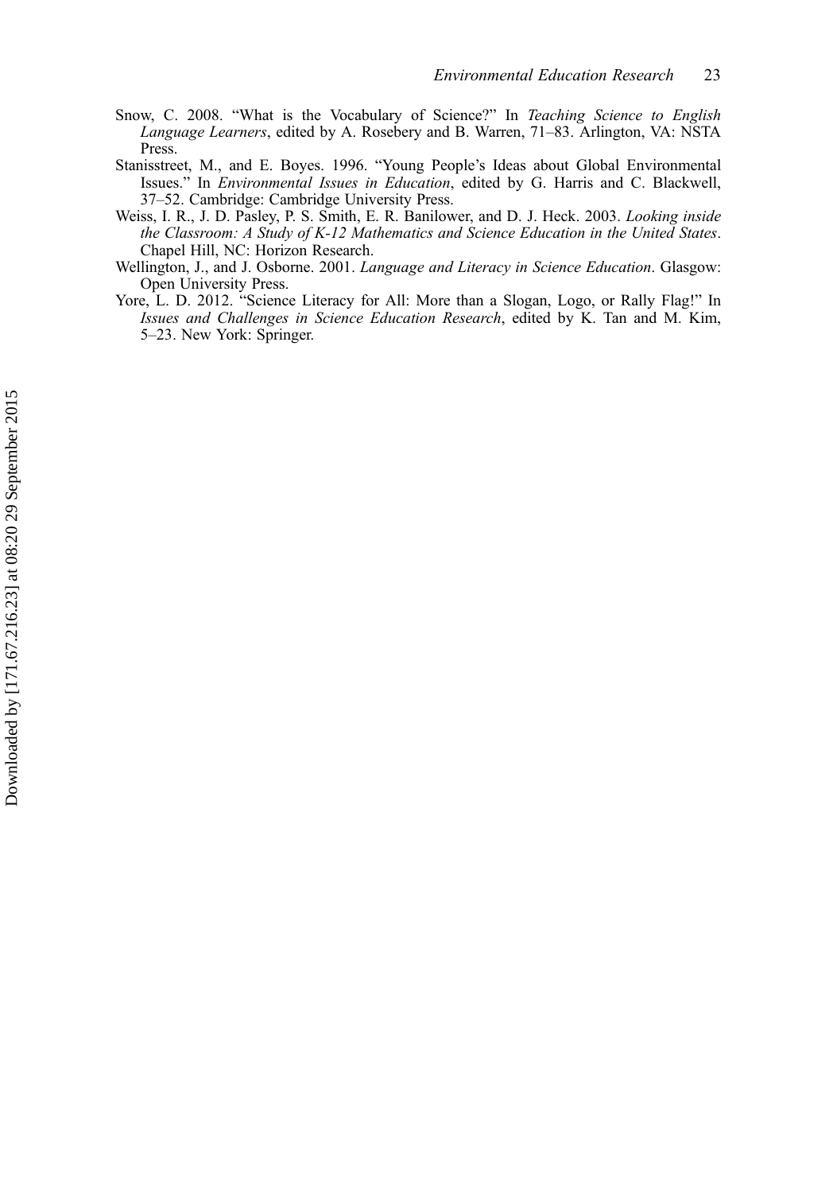Snow, C. 2008. "What is the Vocabulary of Science?" In *Teaching Science to English Language Learners*, edited by A. Rosebery and B. Warren, 71–83. Arlington, VA: NSTA Press.

Stanisstreet, M., and E. Boyes. 1996. "Young People's Ideas about Global Environmental Issues." In *Environmental Issues in Education*, edited by G. Harris and C. Blackwell, 37–52. Cambridge: Cambridge University Press.

Weiss, I. R., J. D. Pasley, P. S. Smith, E. R. Banilower, and D. J. Heck. 2003. *Looking inside the Classroom: A Study of K-12 Mathematics and Science Education in the United States*. Chapel Hill, NC: Horizon Research.

Wellington, J., and J. Osborne. 2001. *Language and Literacy in Science Education*. Glasgow: Open University Press.

Yore, L. D. 2012. "Science Literacy for All: More than a Slogan, Logo, or Rally Flag!" In *Issues and Challenges in Science Education Research*, edited by K. Tan and M. Kim, 5–23. New York: Springer.